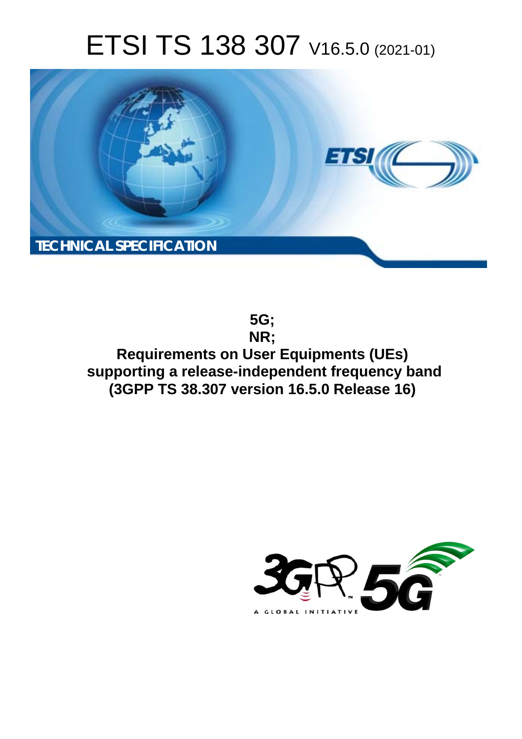# ETSI TS 138 307 V16.5.0 (2021-01)

TECHNICAL SPECIFICATION

**5G;**
**NR;**
**Requirements on User Equipments (UEs) supporting a release-independent frequency band**
**(3GPP TS 38.307 version 16.5.0 Release 16)**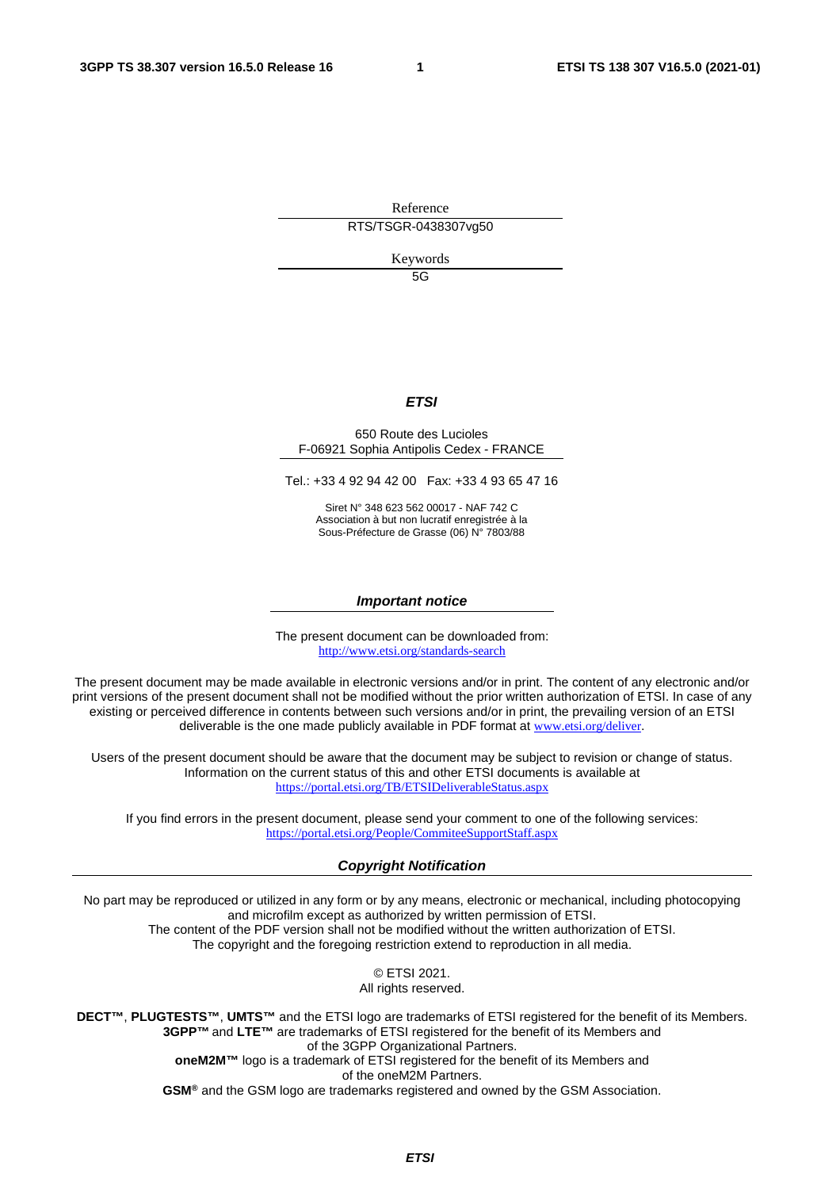Reference

RTS/TSGR-0438307vg50

Keywords

5G

***ETSI***

650 Route des Lucioles
F-06921 Sophia Antipolis Cedex - FRANCE

Tel.: +33 4 92 94 42 00   Fax: +33 4 93 65 47 16

Siret N° 348 623 562 00017 - NAF 742 C
Association à but non lucratif enregistrée à la
Sous-Préfecture de Grasse (06) N° 7803/88

***Important notice***

The present document can be downloaded from:
http://www.etsi.org/standards-search

The present document may be made available in electronic versions and/or in print. The content of any electronic and/or print versions of the present document shall not be modified without the prior written authorization of ETSI. In case of any existing or perceived difference in contents between such versions and/or in print, the prevailing version of an ETSI deliverable is the one made publicly available in PDF format at www.etsi.org/deliver.

Users of the present document should be aware that the document may be subject to revision or change of status. Information on the current status of this and other ETSI documents is available at https://portal.etsi.org/TB/ETSIDeliverableStatus.aspx

If you find errors in the present document, please send your comment to one of the following services: https://portal.etsi.org/People/CommiteeSupportStaff.aspx

***Copyright Notification***

No part may be reproduced or utilized in any form or by any means, electronic or mechanical, including photocopying and microfilm except as authorized by written permission of ETSI.
The content of the PDF version shall not be modified without the written authorization of ETSI.
The copyright and the foregoing restriction extend to reproduction in all media.

© ETSI 2021.
All rights reserved.

**DECT™**, **PLUGTESTS™**, **UMTS™** and the ETSI logo are trademarks of ETSI registered for the benefit of its Members.
**3GPP™** and **LTE™** are trademarks of ETSI registered for the benefit of its Members and of the 3GPP Organizational Partners.
**oneM2M™** logo is a trademark of ETSI registered for the benefit of its Members and of the oneM2M Partners.
**GSM®** and the GSM logo are trademarks registered and owned by the GSM Association.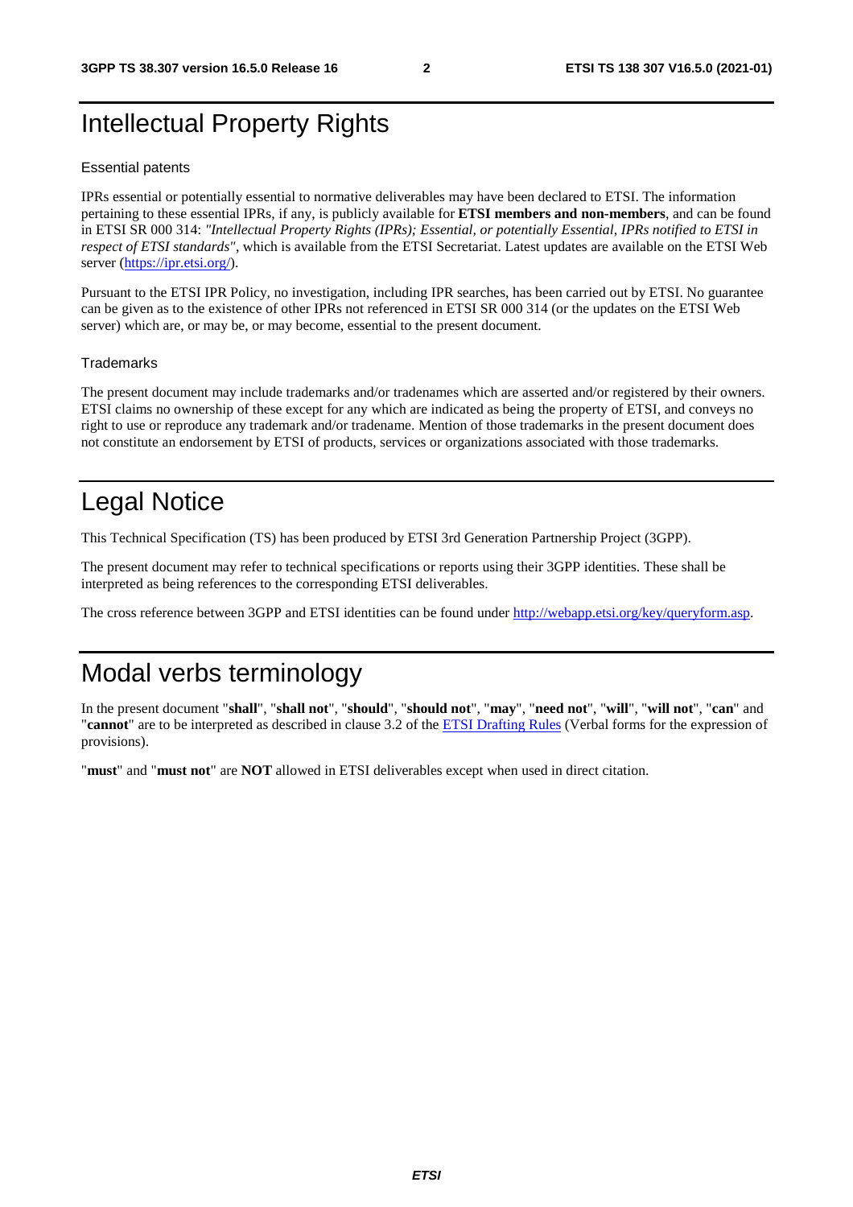# Intellectual Property Rights

## Essential patents

IPRs essential or potentially essential to normative deliverables may have been declared to ETSI. The information pertaining to these essential IPRs, if any, is publicly available for **ETSI members and non-members**, and can be found in ETSI SR 000 314: *"Intellectual Property Rights (IPRs); Essential, or potentially Essential, IPRs notified to ETSI in respect of ETSI standards"*, which is available from the ETSI Secretariat. Latest updates are available on the ETSI Web server (https://ipr.etsi.org/).

Pursuant to the ETSI IPR Policy, no investigation, including IPR searches, has been carried out by ETSI. No guarantee can be given as to the existence of other IPRs not referenced in ETSI SR 000 314 (or the updates on the ETSI Web server) which are, or may be, or may become, essential to the present document.

## Trademarks

The present document may include trademarks and/or tradenames which are asserted and/or registered by their owners. ETSI claims no ownership of these except for any which are indicated as being the property of ETSI, and conveys no right to use or reproduce any trademark and/or tradename. Mention of those trademarks in the present document does not constitute an endorsement by ETSI of products, services or organizations associated with those trademarks.

# Legal Notice

This Technical Specification (TS) has been produced by ETSI 3rd Generation Partnership Project (3GPP).

The present document may refer to technical specifications or reports using their 3GPP identities. These shall be interpreted as being references to the corresponding ETSI deliverables.

The cross reference between 3GPP and ETSI identities can be found under http://webapp.etsi.org/key/queryform.asp.

# Modal verbs terminology

In the present document "**shall**", "**shall not**", "**should**", "**should not**", "**may**", "**need not**", "**will**", "**will not**", "**can**" and "**cannot**" are to be interpreted as described in clause 3.2 of the ETSI Drafting Rules (Verbal forms for the expression of provisions).

"**must**" and "**must not**" are **NOT** allowed in ETSI deliverables except when used in direct citation.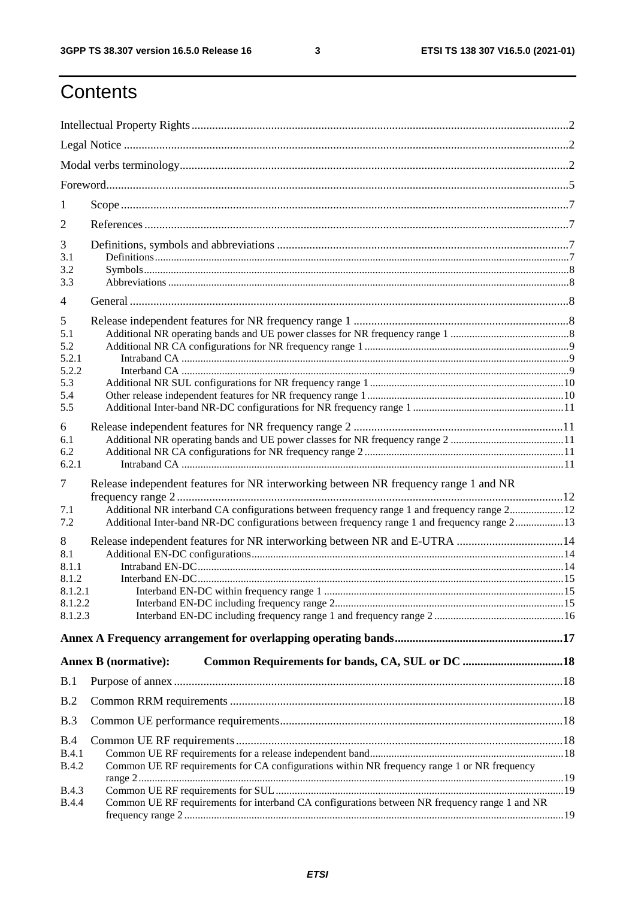# Contents

Intellectual Property Rights ..... 2

Legal Notice ..... 2

Modal verbs terminology ..... 2

Foreword ..... 5

1 Scope ..... 7

2 References ..... 7

3 Definitions, symbols and abbreviations ..... 7

3.1 Definitions ..... 7

3.2 Symbols ..... 8

3.3 Abbreviations ..... 8

4 General ..... 8

5 Release independent features for NR frequency range 1 ..... 8

5.1 Additional NR operating bands and UE power classes for NR frequency range 1 ..... 8

5.2 Additional NR CA configurations for NR frequency range 1 ..... 9

5.2.1 Intraband CA ..... 9

5.2.2 Interband CA ..... 9

5.3 Additional NR SUL configurations for NR frequency range 1 ..... 10

5.4 Other release independent features for NR frequency range 1 ..... 10

5.5 Additional Inter-band NR-DC configurations for NR frequency range 1 ..... 11

6 Release independent features for NR frequency range 2 ..... 11

6.1 Additional NR operating bands and UE power classes for NR frequency range 2 ..... 11

6.2 Additional NR CA configurations for NR frequency range 2 ..... 11

6.2.1 Intraband CA ..... 11

7 Release independent features for NR interworking between NR frequency range 1 and NR frequency range 2 ..... 12

7.1 Additional NR interband CA configurations between frequency range 1 and frequency range 2 ..... 12

7.2 Additional Inter-band NR-DC configurations between frequency range 1 and frequency range 2 ..... 13

8 Release independent features for NR interworking between NR and E-UTRA ..... 14

8.1 Additional EN-DC configurations ..... 14

8.1.1 Intraband EN-DC ..... 14

8.1.2 Interband EN-DC ..... 15

8.1.2.1 Interband EN-DC within frequency range 1 ..... 15

8.1.2.2 Interband EN-DC including frequency range 2 ..... 15

8.1.2.3 Interband EN-DC including frequency range 1 and frequency range 2 ..... 16

**Annex A Frequency arrangement for overlapping operating bands ..... 17**

**Annex B (normative): Common Requirements for bands, CA, SUL or DC ..... 18**

B.1 Purpose of annex ..... 18

B.2 Common RRM requirements ..... 18

B.3 Common UE performance requirements ..... 18

B.4 Common UE RF requirements ..... 18

B.4.1 Common UE RF requirements for a release independent band ..... 18

B.4.2 Common UE RF requirements for CA configurations within NR frequency range 1 or NR frequency range 2 ..... 19

B.4.3 Common UE RF requirements for SUL ..... 19

B.4.4 Common UE RF requirements for interband CA configurations between NR frequency range 1 and NR frequency range 2 ..... 19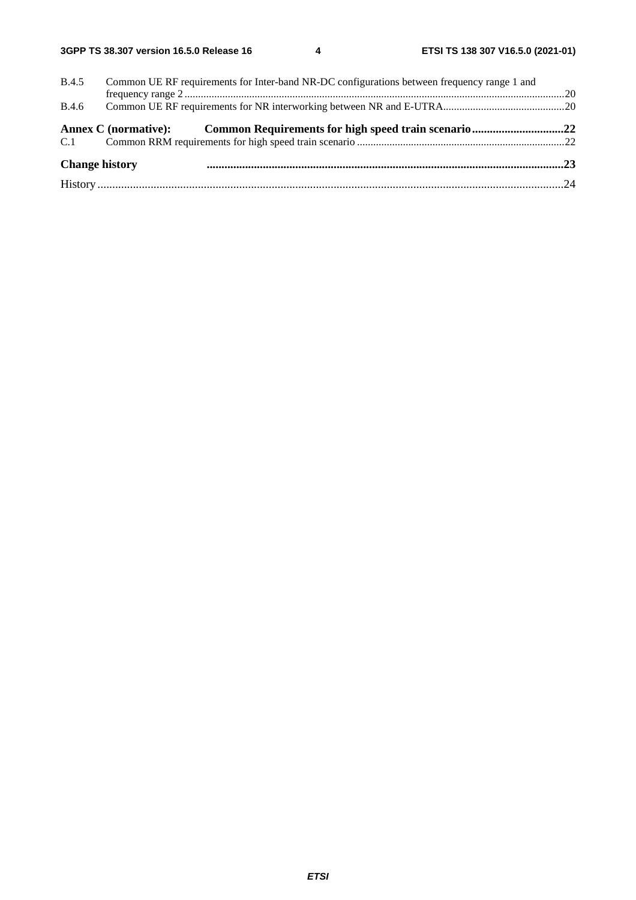B.4.5 Common UE RF requirements for Inter-band NR-DC configurations between frequency range 1 and frequency range 2 ....20

B.4.6 Common UE RF requirements for NR interworking between NR and E-UTRA....20

**Annex C (normative): Common Requirements for high speed train scenario ....22**

C.1 Common RRM requirements for high speed train scenario ....22

**Change history ....23**

History ....24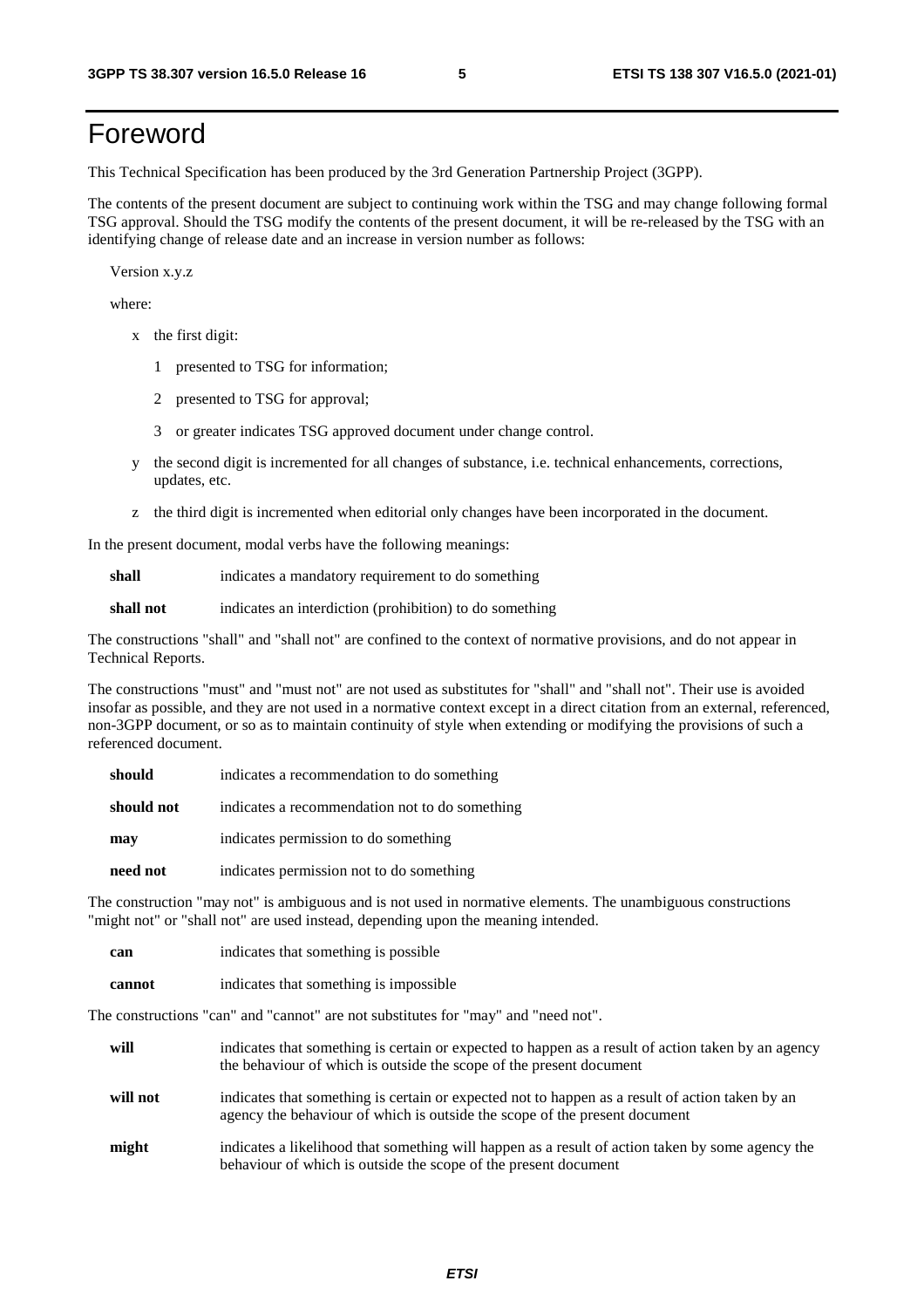# Foreword

This Technical Specification has been produced by the 3rd Generation Partnership Project (3GPP).

The contents of the present document are subject to continuing work within the TSG and may change following formal TSG approval. Should the TSG modify the contents of the present document, it will be re-released by the TSG with an identifying change of release date and an increase in version number as follows:

Version x.y.z

where:

- x the first digit:
  - 1 presented to TSG for information;
  - 2 presented to TSG for approval;
  - 3 or greater indicates TSG approved document under change control.
- y the second digit is incremented for all changes of substance, i.e. technical enhancements, corrections, updates, etc.
- z the third digit is incremented when editorial only changes have been incorporated in the document.

In the present document, modal verbs have the following meanings:

**shall** indicates a mandatory requirement to do something

**shall not** indicates an interdiction (prohibition) to do something

The constructions "shall" and "shall not" are confined to the context of normative provisions, and do not appear in Technical Reports.

The constructions "must" and "must not" are not used as substitutes for "shall" and "shall not". Their use is avoided insofar as possible, and they are not used in a normative context except in a direct citation from an external, referenced, non-3GPP document, or so as to maintain continuity of style when extending or modifying the provisions of such a referenced document.

**should** indicates a recommendation to do something

**should not** indicates a recommendation not to do something

**may** indicates permission to do something

**need not** indicates permission not to do something

The construction "may not" is ambiguous and is not used in normative elements. The unambiguous constructions "might not" or "shall not" are used instead, depending upon the meaning intended.

**can** indicates that something is possible

**cannot** indicates that something is impossible

The constructions "can" and "cannot" are not substitutes for "may" and "need not".

**will** indicates that something is certain or expected to happen as a result of action taken by an agency the behaviour of which is outside the scope of the present document

**will not** indicates that something is certain or expected not to happen as a result of action taken by an agency the behaviour of which is outside the scope of the present document

**might** indicates a likelihood that something will happen as a result of action taken by some agency the behaviour of which is outside the scope of the present document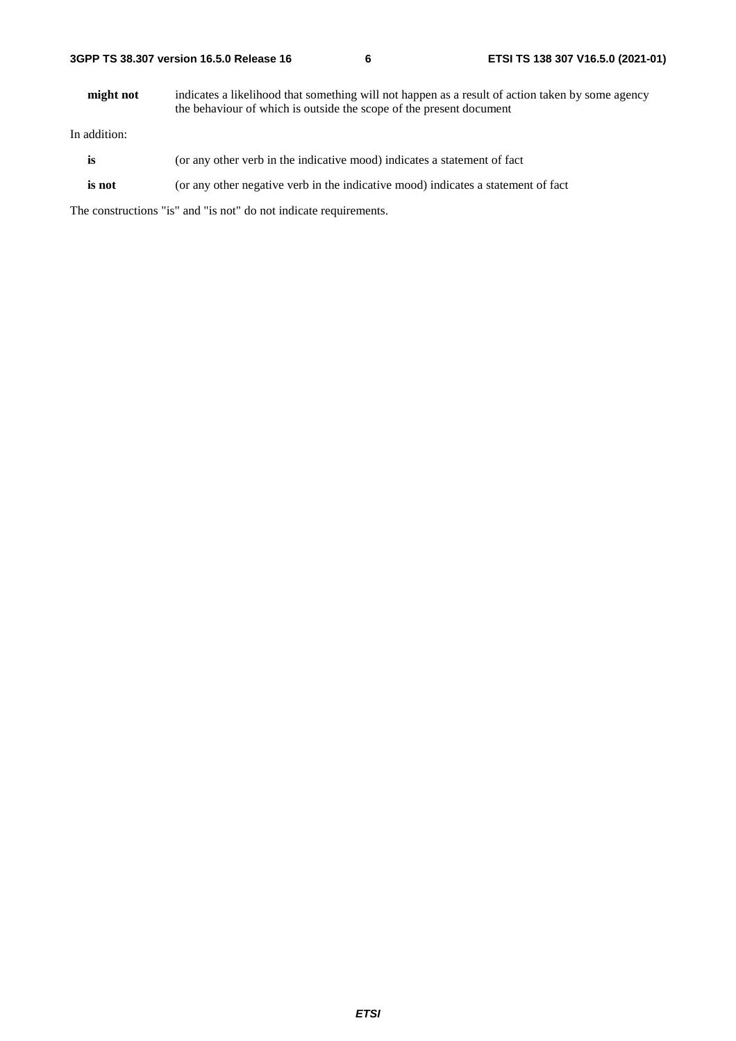**might not** indicates a likelihood that something will not happen as a result of action taken by some agency the behaviour of which is outside the scope of the present document

In addition:

**is** (or any other verb in the indicative mood) indicates a statement of fact

**is not** (or any other negative verb in the indicative mood) indicates a statement of fact

The constructions "is" and "is not" do not indicate requirements.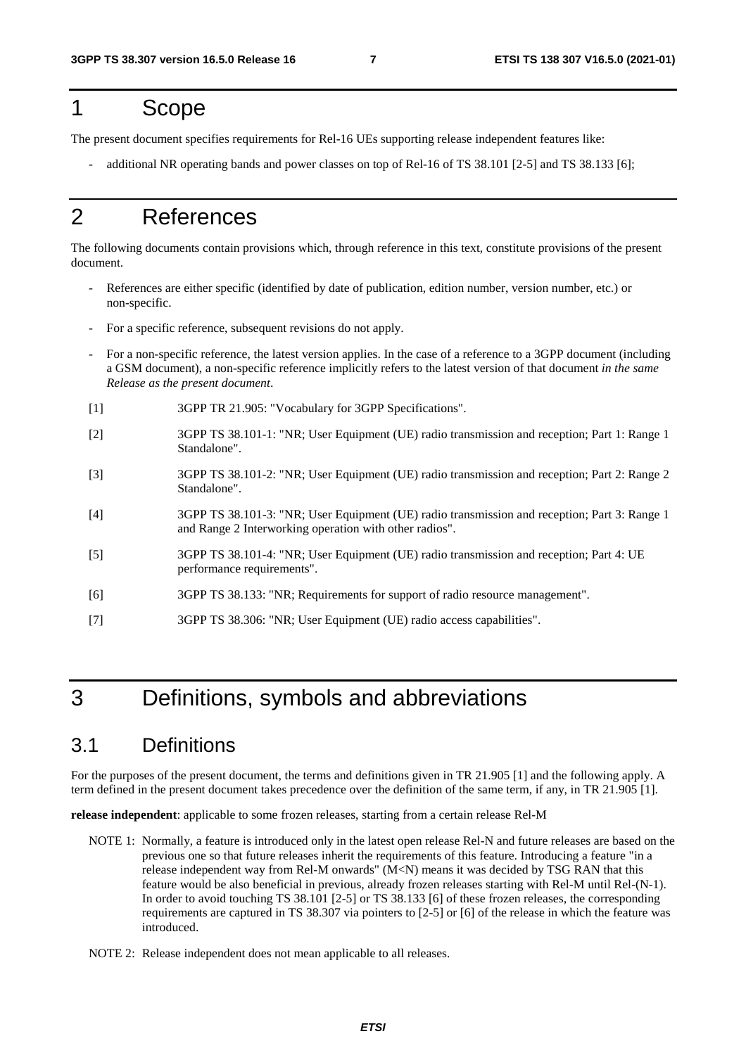# 1 Scope

The present document specifies requirements for Rel-16 UEs supporting release independent features like:

- additional NR operating bands and power classes on top of Rel-16 of TS 38.101 [2-5] and TS 38.133 [6];

# 2 References

The following documents contain provisions which, through reference in this text, constitute provisions of the present document.

- References are either specific (identified by date of publication, edition number, version number, etc.) or non-specific.
- For a specific reference, subsequent revisions do not apply.
- For a non-specific reference, the latest version applies. In the case of a reference to a 3GPP document (including a GSM document), a non-specific reference implicitly refers to the latest version of that document *in the same Release as the present document*.

[1] 3GPP TR 21.905: "Vocabulary for 3GPP Specifications".

[2] 3GPP TS 38.101-1: "NR; User Equipment (UE) radio transmission and reception; Part 1: Range 1 Standalone".

[3] 3GPP TS 38.101-2: "NR; User Equipment (UE) radio transmission and reception; Part 2: Range 2 Standalone".

[4] 3GPP TS 38.101-3: "NR; User Equipment (UE) radio transmission and reception; Part 3: Range 1 and Range 2 Interworking operation with other radios".

[5] 3GPP TS 38.101-4: "NR; User Equipment (UE) radio transmission and reception; Part 4: UE performance requirements".

[6] 3GPP TS 38.133: "NR; Requirements for support of radio resource management".

[7] 3GPP TS 38.306: "NR; User Equipment (UE) radio access capabilities".

# 3 Definitions, symbols and abbreviations

## 3.1 Definitions

For the purposes of the present document, the terms and definitions given in TR 21.905 [1] and the following apply. A term defined in the present document takes precedence over the definition of the same term, if any, in TR 21.905 [1].

**release independent**: applicable to some frozen releases, starting from a certain release Rel-M

NOTE 1: Normally, a feature is introduced only in the latest open release Rel-N and future releases are based on the previous one so that future releases inherit the requirements of this feature. Introducing a feature "in a release independent way from Rel-M onwards" (M<N) means it was decided by TSG RAN that this feature would be also beneficial in previous, already frozen releases starting with Rel-M until Rel-(N-1). In order to avoid touching TS 38.101 [2-5] or TS 38.133 [6] of these frozen releases, the corresponding requirements are captured in TS 38.307 via pointers to [2-5] or [6] of the release in which the feature was introduced.

NOTE 2: Release independent does not mean applicable to all releases.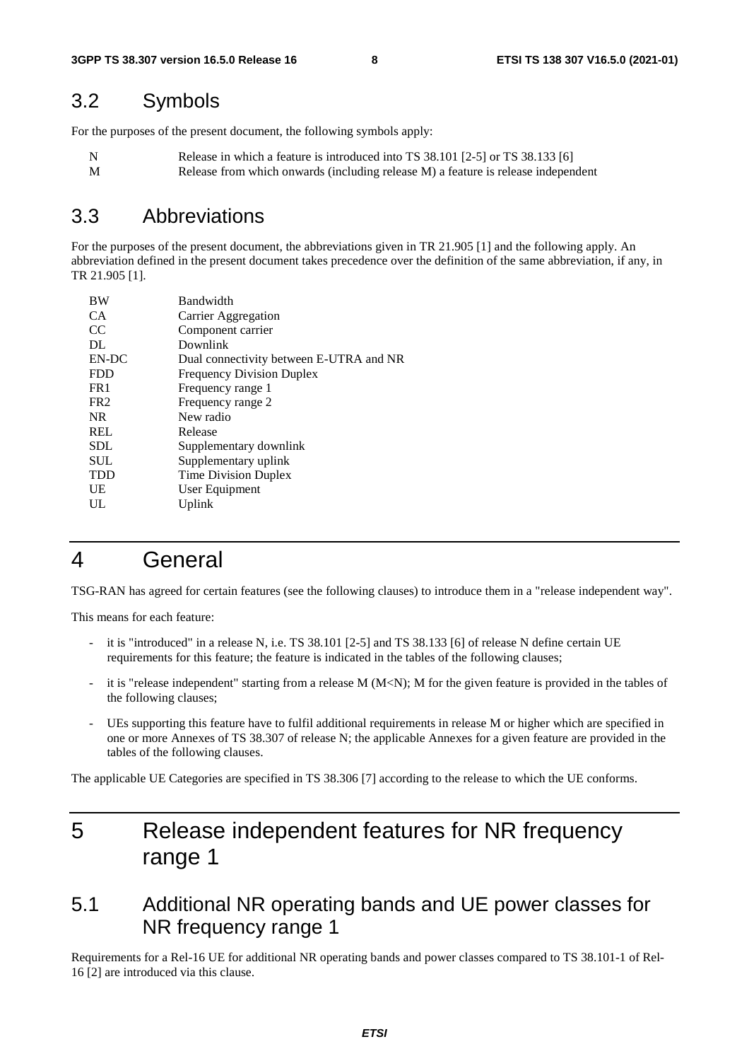## 3.2 Symbols

For the purposes of the present document, the following symbols apply:

| | |
|---|---|
| N | Release in which a feature is introduced into TS 38.101 [2-5] or TS 38.133 [6] |
| M | Release from which onwards (including release M) a feature is release independent |

## 3.3 Abbreviations

For the purposes of the present document, the abbreviations given in TR 21.905 [1] and the following apply. An abbreviation defined in the present document takes precedence over the definition of the same abbreviation, if any, in TR 21.905 [1].

| | |
|---|---|
| BW | Bandwidth |
| CA | Carrier Aggregation |
| CC | Component carrier |
| DL | Downlink |
| EN-DC | Dual connectivity between E-UTRA and NR |
| FDD | Frequency Division Duplex |
| FR1 | Frequency range 1 |
| FR2 | Frequency range 2 |
| NR | New radio |
| REL | Release |
| SDL | Supplementary downlink |
| SUL | Supplementary uplink |
| TDD | Time Division Duplex |
| UE | User Equipment |
| UL | Uplink |

# 4 General

TSG-RAN has agreed for certain features (see the following clauses) to introduce them in a "release independent way".

This means for each feature:

- it is "introduced" in a release N, i.e. TS 38.101 [2-5] and TS 38.133 [6] of release N define certain UE requirements for this feature; the feature is indicated in the tables of the following clauses;
- it is "release independent" starting from a release M (M<N); M for the given feature is provided in the tables of the following clauses;
- UEs supporting this feature have to fulfil additional requirements in release M or higher which are specified in one or more Annexes of TS 38.307 of release N; the applicable Annexes for a given feature are provided in the tables of the following clauses.

The applicable UE Categories are specified in TS 38.306 [7] according to the release to which the UE conforms.

# 5 Release independent features for NR frequency range 1

## 5.1 Additional NR operating bands and UE power classes for NR frequency range 1

Requirements for a Rel-16 UE for additional NR operating bands and power classes compared to TS 38.101-1 of Rel-16 [2] are introduced via this clause.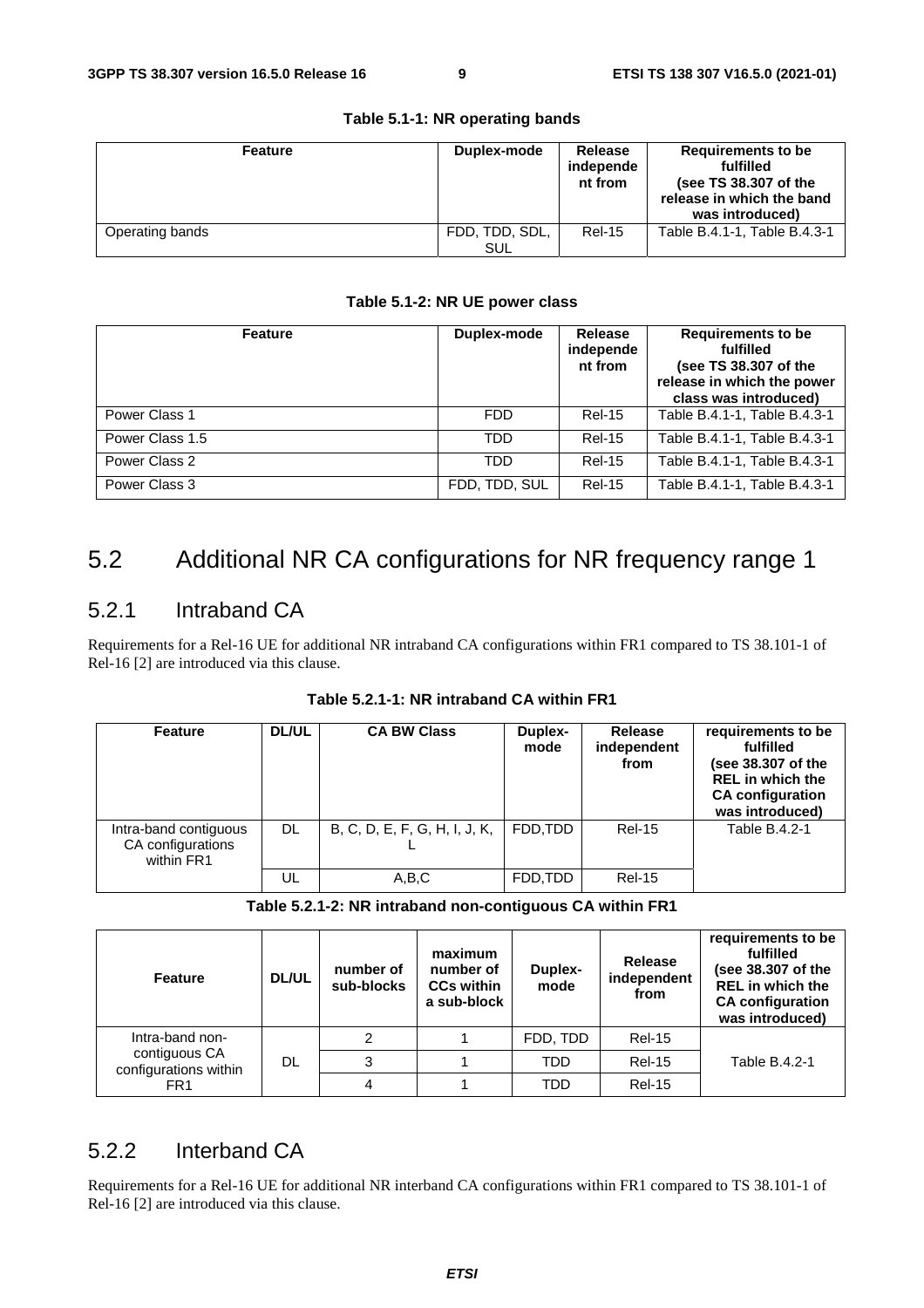**Table 5.1-1: NR operating bands**

| Feature | Duplex-mode | Release independent from | Requirements to be fulfilled (see TS 38.307 of the release in which the band was introduced) |
| --- | --- | --- | --- |
| Operating bands | FDD, TDD, SDL, SUL | Rel-15 | Table B.4.1-1, Table B.4.3-1 |

**Table 5.1-2: NR UE power class**

| Feature | Duplex-mode | Release independent from | Requirements to be fulfilled (see TS 38.307 of the release in which the power class was introduced) |
| --- | --- | --- | --- |
| Power Class 1 | FDD | Rel-15 | Table B.4.1-1, Table B.4.3-1 |
| Power Class 1.5 | TDD | Rel-15 | Table B.4.1-1, Table B.4.3-1 |
| Power Class 2 | TDD | Rel-15 | Table B.4.1-1, Table B.4.3-1 |
| Power Class 3 | FDD, TDD, SUL | Rel-15 | Table B.4.1-1, Table B.4.3-1 |

# 5.2 Additional NR CA configurations for NR frequency range 1

## 5.2.1 Intraband CA

Requirements for a Rel-16 UE for additional NR intraband CA configurations within FR1 compared to TS 38.101-1 of Rel-16 [2] are introduced via this clause.

**Table 5.2.1-1: NR intraband CA within FR1**

| Feature | DL/UL | CA BW Class | Duplex-mode | Release independent from | requirements to be fulfilled (see 38.307 of the REL in which the CA configuration was introduced) |
| --- | --- | --- | --- | --- | --- |
| Intra-band contiguous CA configurations within FR1 | DL | B, C, D, E, F, G, H, I, J, K, L | FDD,TDD | Rel-15 | Table B.4.2-1 |
| | UL | A,B,C | FDD,TDD | Rel-15 | |

**Table 5.2.1-2: NR intraband non-contiguous CA within FR1**

| Feature | DL/UL | number of sub-blocks | maximum number of CCs within a sub-block | Duplex-mode | Release independent from | requirements to be fulfilled (see 38.307 of the REL in which the CA configuration was introduced) |
| --- | --- | --- | --- | --- | --- | --- |
| Intra-band non-contiguous CA configurations within FR1 | DL | 2 | 1 | FDD, TDD | Rel-15 | Table B.4.2-1 |
| | | 3 | 1 | TDD | Rel-15 | |
| | | 4 | 1 | TDD | Rel-15 | |

## 5.2.2 Interband CA

Requirements for a Rel-16 UE for additional NR interband CA configurations within FR1 compared to TS 38.101-1 of Rel-16 [2] are introduced via this clause.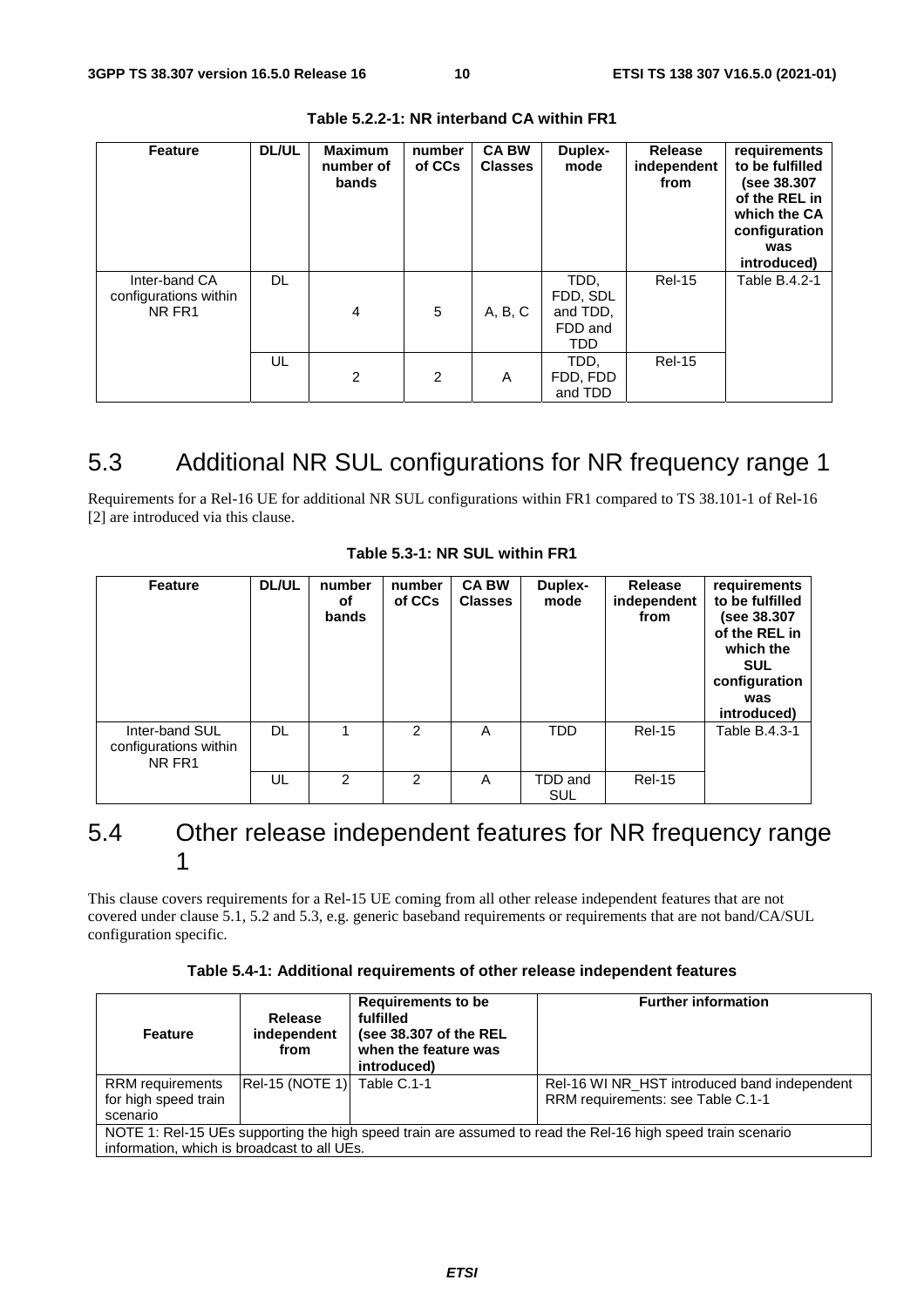**Table 5.2.2-1: NR interband CA within FR1**

| Feature | DL/UL | Maximum number of bands | number of CCs | CA BW Classes | Duplex-mode | Release independent from | requirements to be fulfilled (see 38.307 of the REL in which the CA configuration was introduced) |
|---|---|---|---|---|---|---|---|
| Inter-band CA configurations within NR FR1 | DL | 4 | 5 | A, B, C | TDD, FDD, SDL and TDD, FDD and TDD | Rel-15 | Table B.4.2-1 |
| | UL | 2 | 2 | A | TDD, FDD, FDD and TDD | Rel-15 | |

## 5.3 Additional NR SUL configurations for NR frequency range 1

Requirements for a Rel-16 UE for additional NR SUL configurations within FR1 compared to TS 38.101-1 of Rel-16 [2] are introduced via this clause.

**Table 5.3-1: NR SUL within FR1**

| Feature | DL/UL | number of bands | number of CCs | CA BW Classes | Duplex-mode | Release independent from | requirements to be fulfilled (see 38.307 of the REL in which the SUL configuration was introduced) |
|---|---|---|---|---|---|---|---|
| Inter-band SUL configurations within NR FR1 | DL | 1 | 2 | A | TDD | Rel-15 | Table B.4.3-1 |
| | UL | 2 | 2 | A | TDD and SUL | Rel-15 | |

## 5.4 Other release independent features for NR frequency range 1

This clause covers requirements for a Rel-15 UE coming from all other release independent features that are not covered under clause 5.1, 5.2 and 5.3, e.g. generic baseband requirements or requirements that are not band/CA/SUL configuration specific.

**Table 5.4-1: Additional requirements of other release independent features**

| Feature | Release independent from | Requirements to be fulfilled (see 38.307 of the REL when the feature was introduced) | Further information |
|---|---|---|---|
| RRM requirements for high speed train scenario | Rel-15 (NOTE 1) | Table C.1-1 | Rel-16 WI NR_HST introduced band independent RRM requirements: see Table C.1-1 |
| NOTE 1: Rel-15 UEs supporting the high speed train are assumed to read the Rel-16 high speed train scenario information, which is broadcast to all UEs. | | | |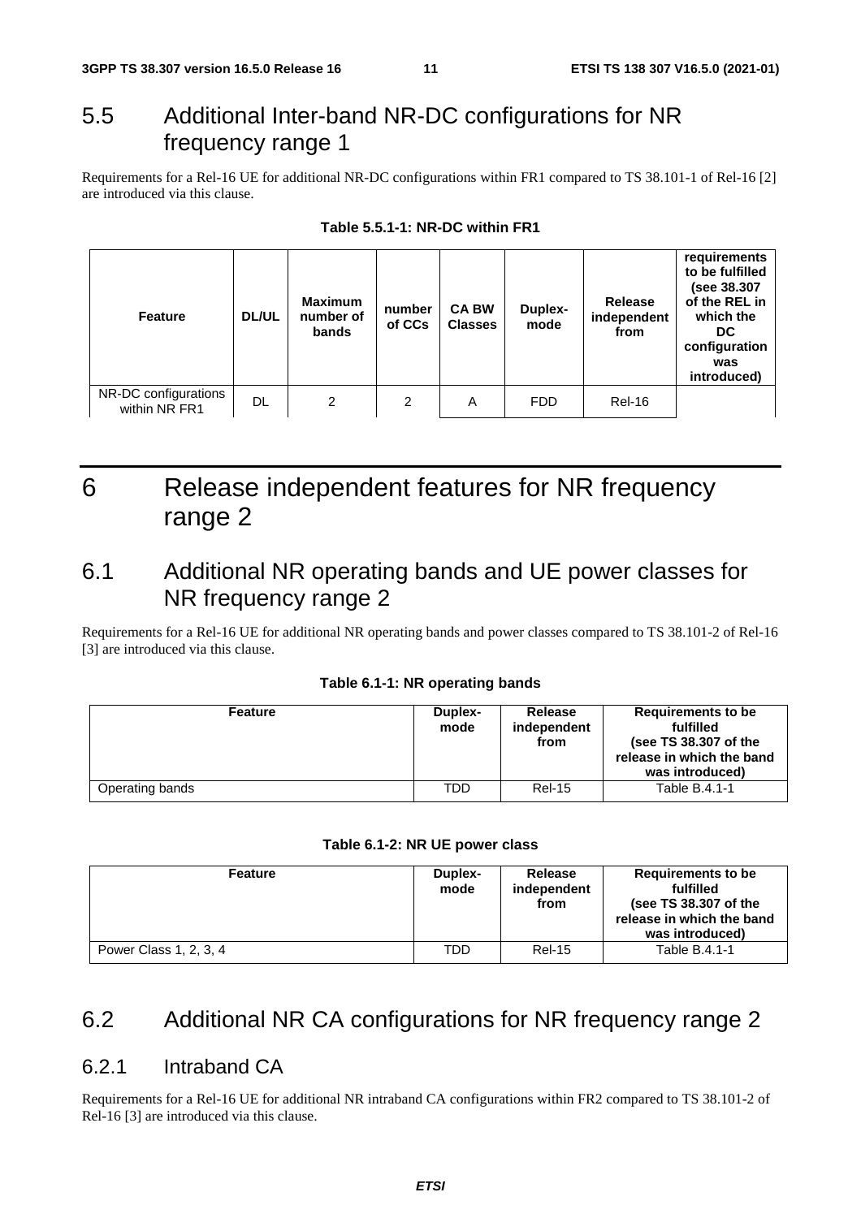## 5.5 Additional Inter-band NR-DC configurations for NR frequency range 1

Requirements for a Rel-16 UE for additional NR-DC configurations within FR1 compared to TS 38.101-1 of Rel-16 [2] are introduced via this clause.

**Table 5.5.1-1: NR-DC within FR1**

| Feature | DL/UL | Maximum number of bands | number of CCs | CA BW Classes | Duplex-mode | Release independent from | requirements to be fulfilled (see 38.307 of the REL in which the DC configuration was introduced) |
|---|---|---|---|---|---|---|---|
| NR-DC configurations within NR FR1 | DL | 2 | 2 | A | FDD | Rel-16 | |

# 6 Release independent features for NR frequency range 2

## 6.1 Additional NR operating bands and UE power classes for NR frequency range 2

Requirements for a Rel-16 UE for additional NR operating bands and power classes compared to TS 38.101-2 of Rel-16 [3] are introduced via this clause.

**Table 6.1-1: NR operating bands**

| Feature | Duplex-mode | Release independent from | Requirements to be fulfilled (see TS 38.307 of the release in which the band was introduced) |
|---|---|---|---|
| Operating bands | TDD | Rel-15 | Table B.4.1-1 |

**Table 6.1-2: NR UE power class**

| Feature | Duplex-mode | Release independent from | Requirements to be fulfilled (see TS 38.307 of the release in which the band was introduced) |
|---|---|---|---|
| Power Class 1, 2, 3, 4 | TDD | Rel-15 | Table B.4.1-1 |

## 6.2 Additional NR CA configurations for NR frequency range 2

### 6.2.1 Intraband CA

Requirements for a Rel-16 UE for additional NR intraband CA configurations within FR2 compared to TS 38.101-2 of Rel-16 [3] are introduced via this clause.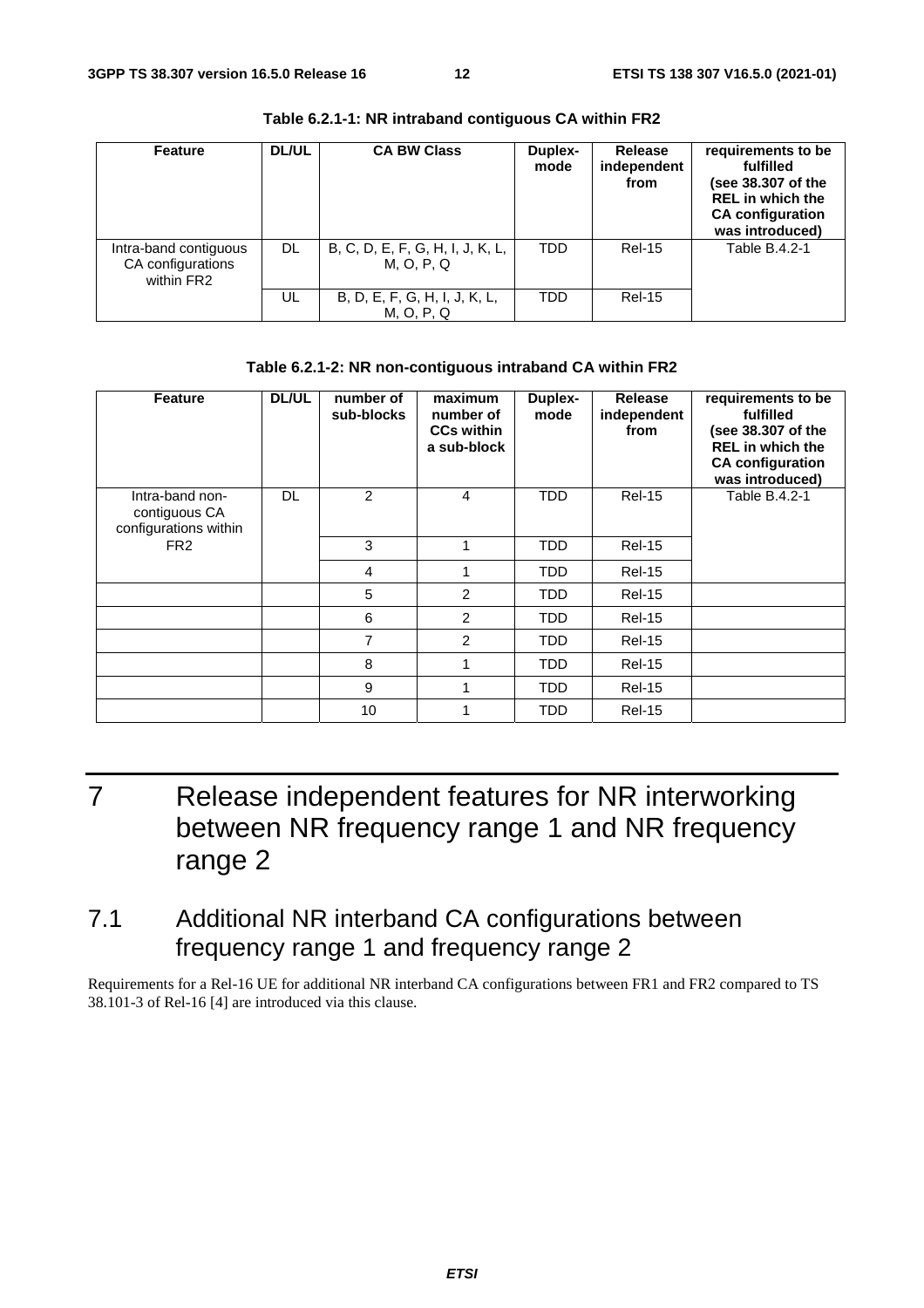**Table 6.2.1-1: NR intraband contiguous CA within FR2**

| Feature | DL/UL | CA BW Class | Duplex-mode | Release independent from | requirements to be fulfilled (see 38.307 of the REL in which the CA configuration was introduced) |
|---|---|---|---|---|---|
| Intra-band contiguous CA configurations within FR2 | DL | B, C, D, E, F, G, H, I, J, K, L, M, O, P, Q | TDD | Rel-15 | Table B.4.2-1 |
| | UL | B, D, E, F, G, H, I, J, K, L, M, O, P, Q | TDD | Rel-15 | |

**Table 6.2.1-2: NR non-contiguous intraband CA within FR2**

| Feature | DL/UL | number of sub-blocks | maximum number of CCs within a sub-block | Duplex-mode | Release independent from | requirements to be fulfilled (see 38.307 of the REL in which the CA configuration was introduced) |
|---|---|---|---|---|---|---|
| Intra-band non-contiguous CA configurations within FR2 | DL | 2 | 4 | TDD | Rel-15 | Table B.4.2-1 |
| | | 3 | 1 | TDD | Rel-15 | |
| | | 4 | 1 | TDD | Rel-15 | |
| | | 5 | 2 | TDD | Rel-15 | |
| | | 6 | 2 | TDD | Rel-15 | |
| | | 7 | 2 | TDD | Rel-15 | |
| | | 8 | 1 | TDD | Rel-15 | |
| | | 9 | 1 | TDD | Rel-15 | |
| | | 10 | 1 | TDD | Rel-15 | |

# 7 Release independent features for NR interworking between NR frequency range 1 and NR frequency range 2

## 7.1 Additional NR interband CA configurations between frequency range 1 and frequency range 2

Requirements for a Rel-16 UE for additional NR interband CA configurations between FR1 and FR2 compared to TS 38.101-3 of Rel-16 [4] are introduced via this clause.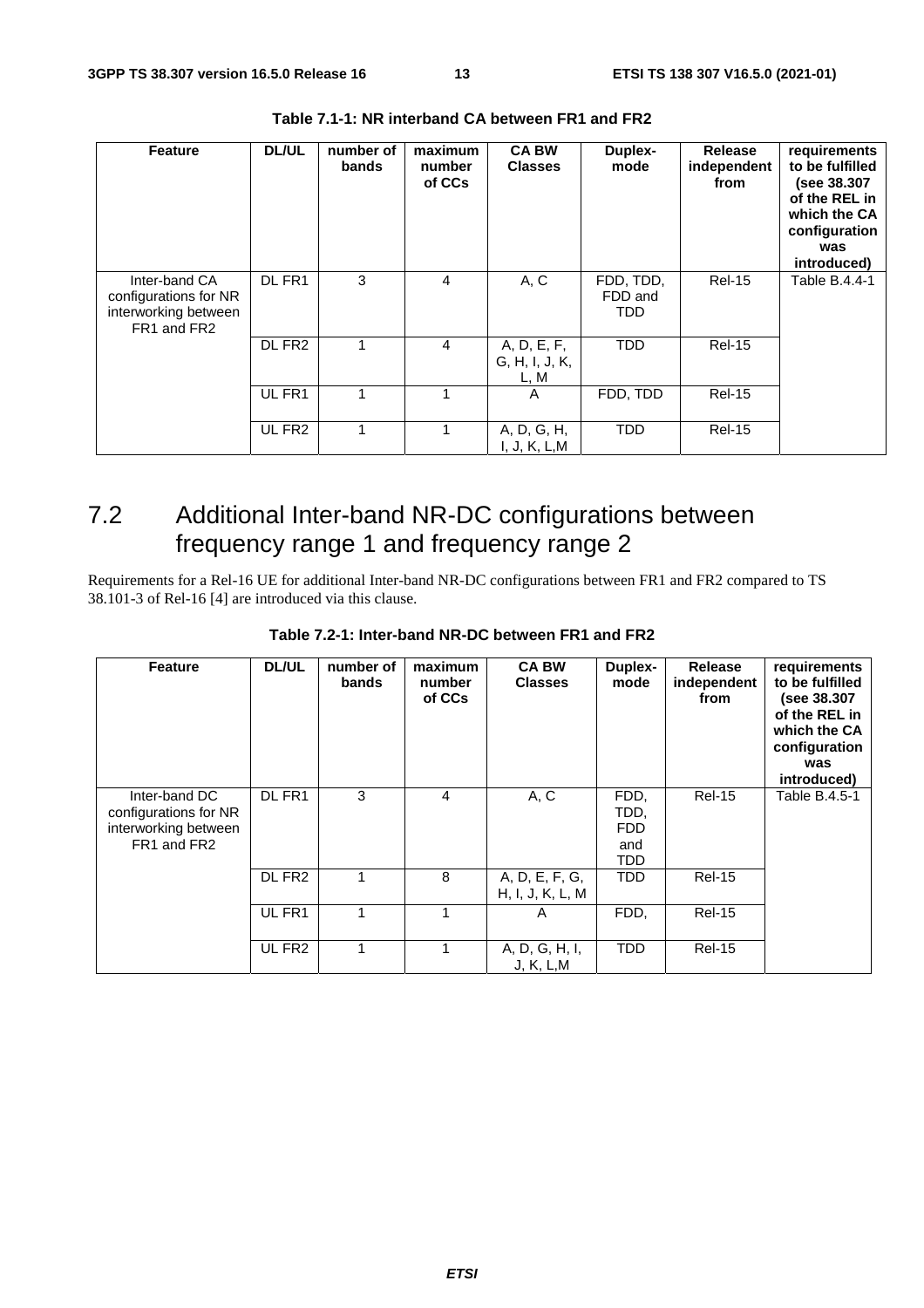**Table 7.1-1: NR interband CA between FR1 and FR2**

| Feature | DL/UL | number of bands | maximum number of CCs | CA BW Classes | Duplex-mode | Release independent from | requirements to be fulfilled (see 38.307 of the REL in which the CA configuration was introduced) |
|---|---|---|---|---|---|---|---|
| Inter-band CA configurations for NR interworking between FR1 and FR2 | DL FR1 | 3 | 4 | A, C | FDD, TDD, FDD and TDD | Rel-15 | Table B.4.4-1 |
| | DL FR2 | 1 | 4 | A, D, E, F, G, H, I, J, K, L, M | TDD | Rel-15 | |
| | UL FR1 | 1 | 1 | A | FDD, TDD | Rel-15 | |
| | UL FR2 | 1 | 1 | A, D, G, H, I, J, K, L,M | TDD | Rel-15 | |

## 7.2 Additional Inter-band NR-DC configurations between frequency range 1 and frequency range 2

Requirements for a Rel-16 UE for additional Inter-band NR-DC configurations between FR1 and FR2 compared to TS 38.101-3 of Rel-16 [4] are introduced via this clause.

**Table 7.2-1: Inter-band NR-DC between FR1 and FR2**

| Feature | DL/UL | number of bands | maximum number of CCs | CA BW Classes | Duplex-mode | Release independent from | requirements to be fulfilled (see 38.307 of the REL in which the CA configuration was introduced) |
|---|---|---|---|---|---|---|---|
| Inter-band DC configurations for NR interworking between FR1 and FR2 | DL FR1 | 3 | 4 | A, C | FDD, TDD, FDD and TDD | Rel-15 | Table B.4.5-1 |
| | DL FR2 | 1 | 8 | A, D, E, F, G, H, I, J, K, L, M | TDD | Rel-15 | |
| | UL FR1 | 1 | 1 | A | FDD, | Rel-15 | |
| | UL FR2 | 1 | 1 | A, D, G, H, I, J, K, L,M | TDD | Rel-15 | |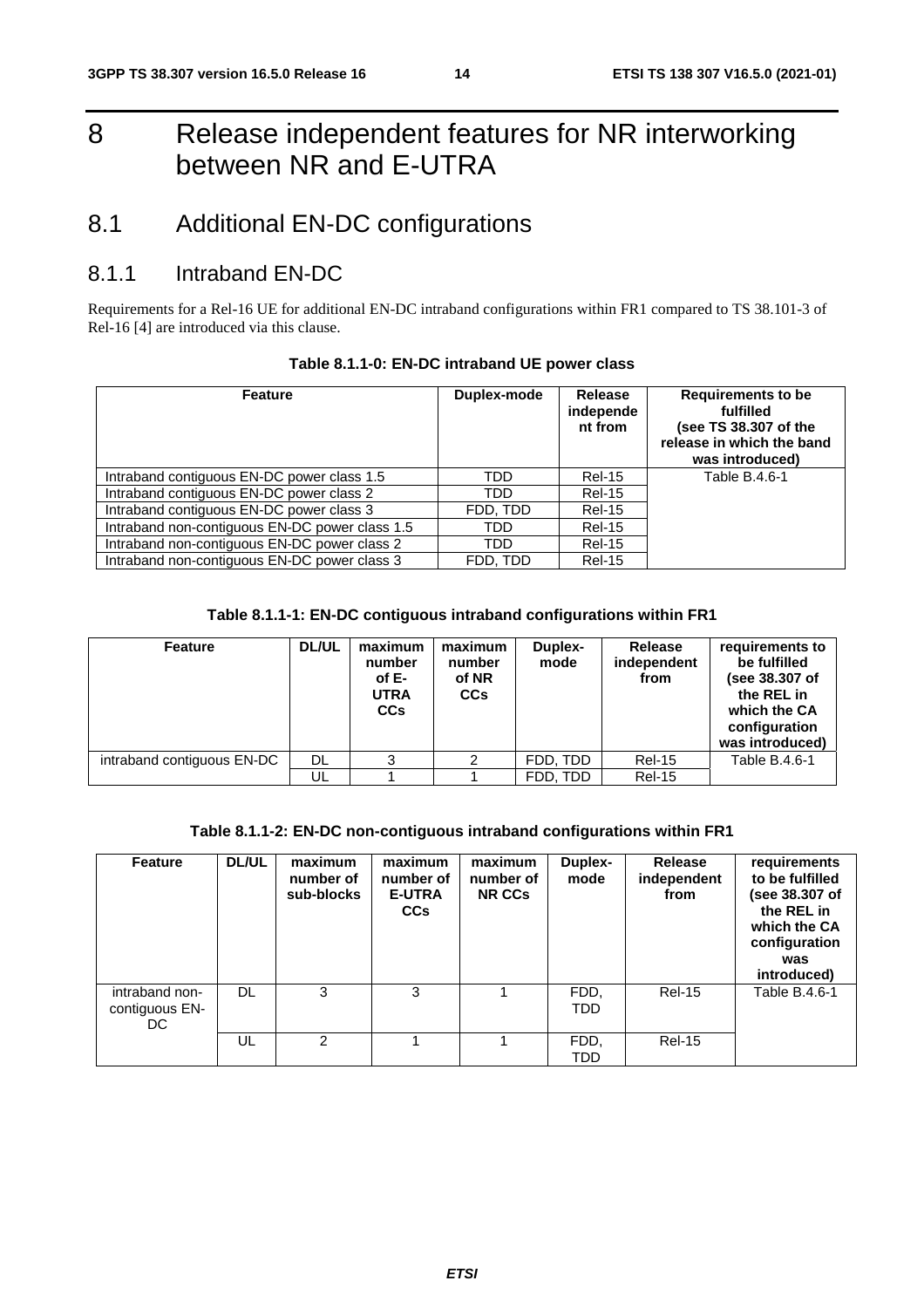# 8 Release independent features for NR interworking between NR and E-UTRA

## 8.1 Additional EN-DC configurations

### 8.1.1 Intraband EN-DC

Requirements for a Rel-16 UE for additional EN-DC intraband configurations within FR1 compared to TS 38.101-3 of Rel-16 [4] are introduced via this clause.

**Table 8.1.1-0: EN-DC intraband UE power class**

| Feature | Duplex-mode | Release independent from | Requirements to be fulfilled (see TS 38.307 of the release in which the band was introduced) |
|---|---|---|---|
| Intraband contiguous EN-DC power class 1.5 | TDD | Rel-15 | Table B.4.6-1 |
| Intraband contiguous EN-DC power class 2 | TDD | Rel-15 | |
| Intraband contiguous EN-DC power class 3 | FDD, TDD | Rel-15 | |
| Intraband non-contiguous EN-DC power class 1.5 | TDD | Rel-15 | |
| Intraband non-contiguous EN-DC power class 2 | TDD | Rel-15 | |
| Intraband non-contiguous EN-DC power class 3 | FDD, TDD | Rel-15 | |

**Table 8.1.1-1: EN-DC contiguous intraband configurations within FR1**

| Feature | DL/UL | maximum number of E-UTRA CCs | maximum number of NR CCs | Duplex-mode | Release independent from | requirements to be fulfilled (see 38.307 of the REL in which the CA configuration was introduced) |
|---|---|---|---|---|---|---|
| intraband contiguous EN-DC | DL | 3 | 2 | FDD, TDD | Rel-15 | Table B.4.6-1 |
| | UL | 1 | 1 | FDD, TDD | Rel-15 | |

**Table 8.1.1-2: EN-DC non-contiguous intraband configurations within FR1**

| Feature | DL/UL | maximum number of sub-blocks | maximum number of E-UTRA CCs | maximum number of NR CCs | Duplex-mode | Release independent from | requirements to be fulfilled (see 38.307 of the REL in which the CA configuration was introduced) |
|---|---|---|---|---|---|---|---|
| intraband non-contiguous EN-DC | DL | 3 | 3 | 1 | FDD, TDD | Rel-15 | Table B.4.6-1 |
| | UL | 2 | 1 | 1 | FDD, TDD | Rel-15 | |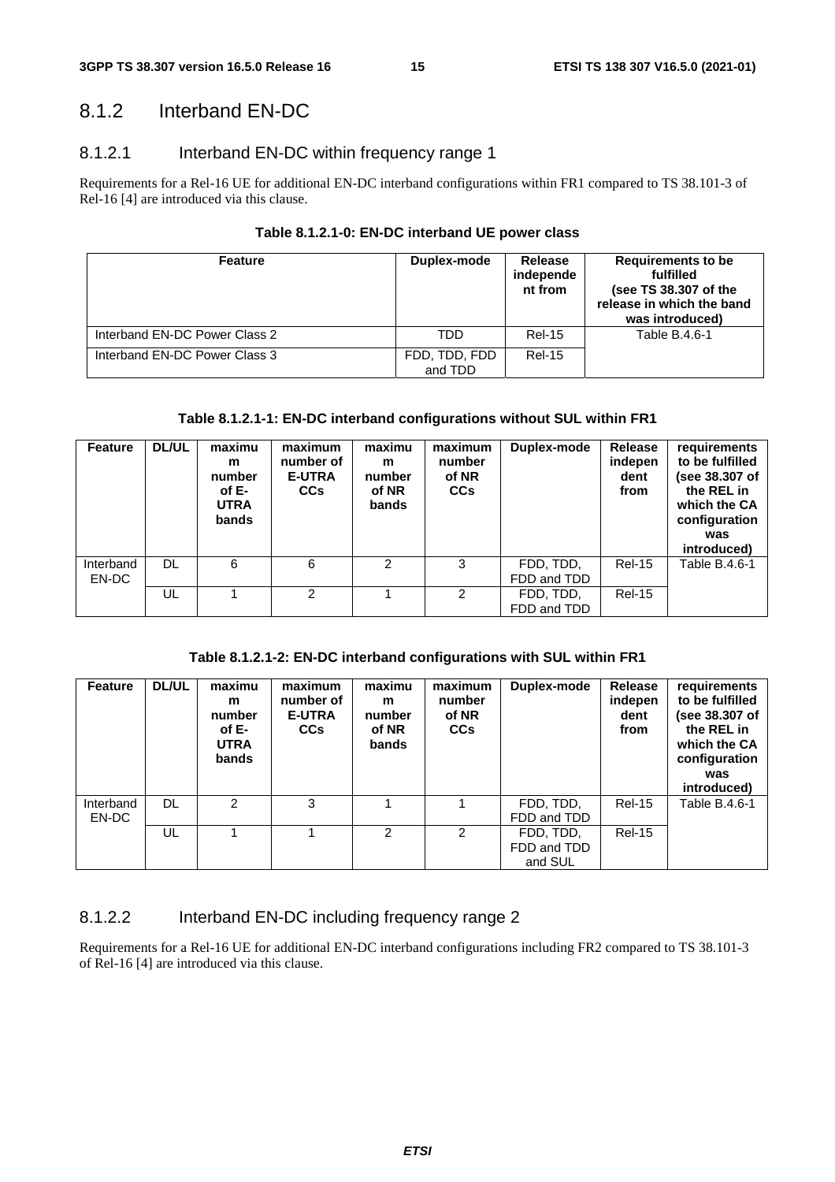## 8.1.2 Interband EN-DC

### 8.1.2.1 Interband EN-DC within frequency range 1

Requirements for a Rel-16 UE for additional EN-DC interband configurations within FR1 compared to TS 38.101-3 of Rel-16 [4] are introduced via this clause.

**Table 8.1.2.1-0: EN-DC interband UE power class**

| Feature | Duplex-mode | Release independent from | Requirements to be fulfilled (see TS 38.307 of the release in which the band was introduced) |
|---|---|---|---|
| Interband EN-DC Power Class 2 | TDD | Rel-15 | Table B.4.6-1 |
| Interband EN-DC Power Class 3 | FDD, TDD, FDD and TDD | Rel-15 | |

**Table 8.1.2.1-1: EN-DC interband configurations without SUL within FR1**

| Feature | DL/UL | maximum number of E-UTRA bands | maximum number of E-UTRA CCs | maximum number of NR bands | maximum number of NR CCs | Duplex-mode | Release independent from | requirements to be fulfilled (see 38.307 of the REL in which the CA configuration was introduced) |
|---|---|---|---|---|---|---|---|---|
| Interband EN-DC | DL | 6 | 6 | 2 | 3 | FDD, TDD, FDD and TDD | Rel-15 | Table B.4.6-1 |
| | UL | 1 | 2 | 1 | 2 | FDD, TDD, FDD and TDD | Rel-15 | |

**Table 8.1.2.1-2: EN-DC interband configurations with SUL within FR1**

| Feature | DL/UL | maximum number of E-UTRA bands | maximum number of E-UTRA CCs | maximum number of NR bands | maximum number of NR CCs | Duplex-mode | Release independent from | requirements to be fulfilled (see 38.307 of the REL in which the CA configuration was introduced) |
|---|---|---|---|---|---|---|---|---|
| Interband EN-DC | DL | 2 | 3 | 1 | 1 | FDD, TDD, FDD and TDD | Rel-15 | Table B.4.6-1 |
| | UL | 1 | 1 | 2 | 2 | FDD, TDD, FDD and TDD and SUL | Rel-15 | |

### 8.1.2.2 Interband EN-DC including frequency range 2

Requirements for a Rel-16 UE for additional EN-DC interband configurations including FR2 compared to TS 38.101-3 of Rel-16 [4] are introduced via this clause.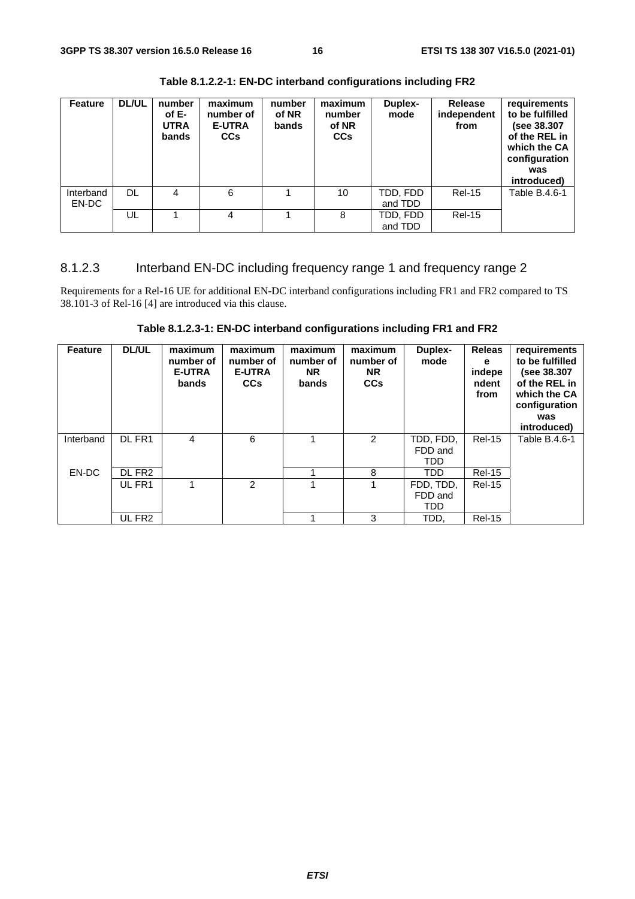**Table 8.1.2.2-1: EN-DC interband configurations including FR2**

| Feature | DL/UL | number of E-UTRA bands | maximum number of E-UTRA CCs | number of NR bands | maximum number of NR CCs | Duplex-mode | Release independent from | requirements to be fulfilled (see 38.307 of the REL in which the CA configuration was introduced) |
|---|---|---|---|---|---|---|---|---|
| Interband EN-DC | DL | 4 | 6 | 1 | 10 | TDD, FDD and TDD | Rel-15 | Table B.4.6-1 |
| | UL | 1 | 4 | 1 | 8 | TDD, FDD and TDD | Rel-15 | |

### 8.1.2.3 Interband EN-DC including frequency range 1 and frequency range 2

Requirements for a Rel-16 UE for additional EN-DC interband configurations including FR1 and FR2 compared to TS 38.101-3 of Rel-16 [4] are introduced via this clause.

**Table 8.1.2.3-1: EN-DC interband configurations including FR1 and FR2**

| Feature | DL/UL | maximum number of E-UTRA bands | maximum number of E-UTRA CCs | maximum number of NR bands | maximum number of NR CCs | Duplex-mode | Release independent from | requirements to be fulfilled (see 38.307 of the REL in which the CA configuration was introduced) |
|---|---|---|---|---|---|---|---|---|
| Interband | DL FR1 | 4 | 6 | 1 | 2 | TDD, FDD, FDD and TDD | Rel-15 | Table B.4.6-1 |
| EN-DC | DL FR2 | | | 1 | 8 | TDD | Rel-15 | |
| | UL FR1 | 1 | 2 | 1 | 1 | FDD, TDD, FDD and TDD | Rel-15 | |
| | UL FR2 | | | 1 | 3 | TDD, | Rel-15 | |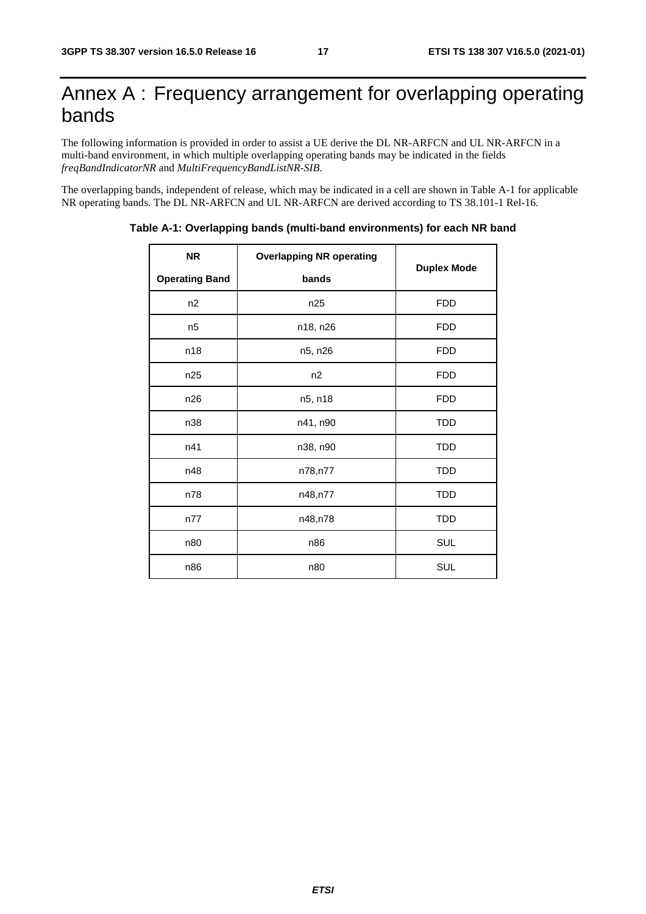# Annex A : Frequency arrangement for overlapping operating bands

The following information is provided in order to assist a UE derive the DL NR-ARFCN and UL NR-ARFCN in a multi-band environment, in which multiple overlapping operating bands may be indicated in the fields *freqBandIndicatorNR* and *MultiFrequencyBandListNR-SIB*.

The overlapping bands, independent of release, which may be indicated in a cell are shown in Table A-1 for applicable NR operating bands. The DL NR-ARFCN and UL NR-ARFCN are derived according to TS 38.101-1 Rel-16.

**Table A-1: Overlapping bands (multi-band environments) for each NR band**

| NR Operating Band | Overlapping NR operating bands | Duplex Mode |
|---|---|---|
| n2 | n25 | FDD |
| n5 | n18, n26 | FDD |
| n18 | n5, n26 | FDD |
| n25 | n2 | FDD |
| n26 | n5, n18 | FDD |
| n38 | n41, n90 | TDD |
| n41 | n38, n90 | TDD |
| n48 | n78,n77 | TDD |
| n78 | n48,n77 | TDD |
| n77 | n48,n78 | TDD |
| n80 | n86 | SUL |
| n86 | n80 | SUL |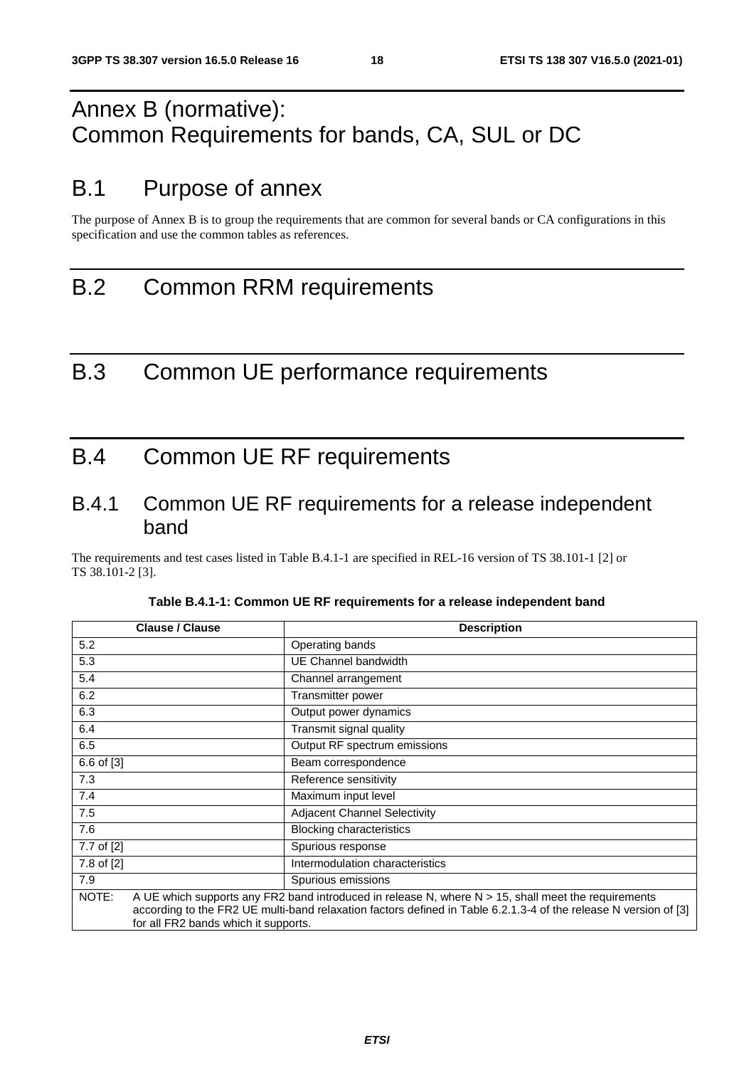# Annex B (normative): Common Requirements for bands, CA, SUL or DC

# B.1 Purpose of annex

The purpose of Annex B is to group the requirements that are common for several bands or CA configurations in this specification and use the common tables as references.

# B.2 Common RRM requirements

# B.3 Common UE performance requirements

# B.4 Common UE RF requirements

## B.4.1 Common UE RF requirements for a release independent band

The requirements and test cases listed in Table B.4.1-1 are specified in REL-16 version of TS 38.101-1 [2] or TS 38.101-2 [3].

**Table B.4.1-1: Common UE RF requirements for a release independent band**

| Clause / Clause | Description |
|---|---|
| 5.2 | Operating bands |
| 5.3 | UE Channel bandwidth |
| 5.4 | Channel arrangement |
| 6.2 | Transmitter power |
| 6.3 | Output power dynamics |
| 6.4 | Transmit signal quality |
| 6.5 | Output RF spectrum emissions |
| 6.6 of [3] | Beam correspondence |
| 7.3 | Reference sensitivity |
| 7.4 | Maximum input level |
| 7.5 | Adjacent Channel Selectivity |
| 7.6 | Blocking characteristics |
| 7.7 of [2] | Spurious response |
| 7.8 of [2] | Intermodulation characteristics |
| 7.9 | Spurious emissions |
| NOTE: A UE which supports any FR2 band introduced in release N, where N > 15, shall meet the requirements according to the FR2 UE multi-band relaxation factors defined in Table 6.2.1.3-4 of the release N version of [3] for all FR2 bands which it supports. | |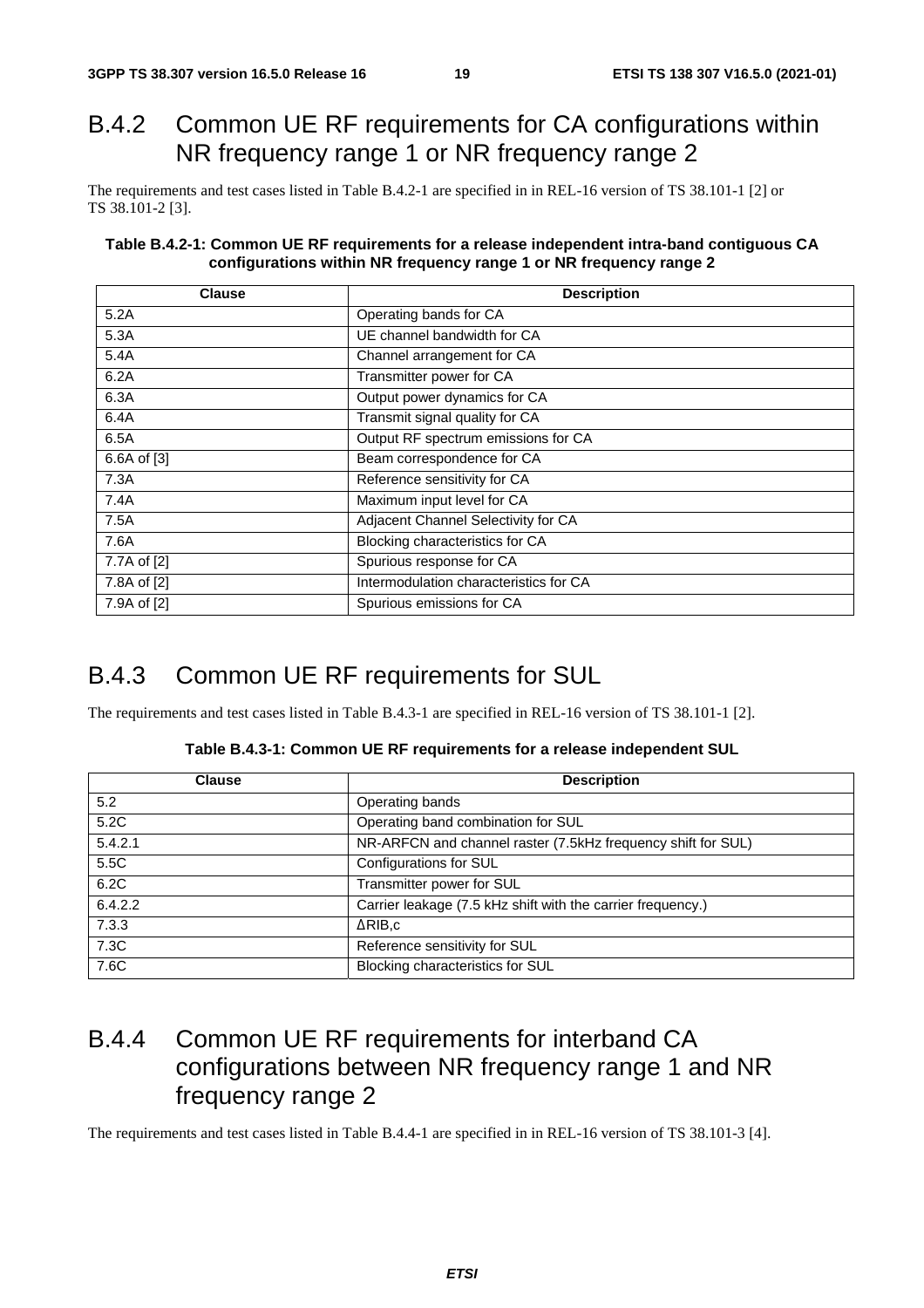## B.4.2 Common UE RF requirements for CA configurations within NR frequency range 1 or NR frequency range 2

The requirements and test cases listed in Table B.4.2-1 are specified in in REL-16 version of TS 38.101-1 [2] or TS 38.101-2 [3].

**Table B.4.2-1: Common UE RF requirements for a release independent intra-band contiguous CA configurations within NR frequency range 1 or NR frequency range 2**

| Clause | Description |
|---|---|
| 5.2A | Operating bands for CA |
| 5.3A | UE channel bandwidth for CA |
| 5.4A | Channel arrangement for CA |
| 6.2A | Transmitter power for CA |
| 6.3A | Output power dynamics for CA |
| 6.4A | Transmit signal quality for CA |
| 6.5A | Output RF spectrum emissions for CA |
| 6.6A of [3] | Beam correspondence for CA |
| 7.3A | Reference sensitivity for CA |
| 7.4A | Maximum input level for CA |
| 7.5A | Adjacent Channel Selectivity for CA |
| 7.6A | Blocking characteristics for CA |
| 7.7A of [2] | Spurious response for CA |
| 7.8A of [2] | Intermodulation characteristics for CA |
| 7.9A of [2] | Spurious emissions for CA |

## B.4.3 Common UE RF requirements for SUL

The requirements and test cases listed in Table B.4.3-1 are specified in REL-16 version of TS 38.101-1 [2].

**Table B.4.3-1: Common UE RF requirements for a release independent SUL**

| Clause | Description |
|---|---|
| 5.2 | Operating bands |
| 5.2C | Operating band combination for SUL |
| 5.4.2.1 | NR-ARFCN and channel raster (7.5kHz frequency shift for SUL) |
| 5.5C | Configurations for SUL |
| 6.2C | Transmitter power for SUL |
| 6.4.2.2 | Carrier leakage (7.5 kHz shift with the carrier frequency.) |
| 7.3.3 | ΔRIB,c |
| 7.3C | Reference sensitivity for SUL |
| 7.6C | Blocking characteristics for SUL |

## B.4.4 Common UE RF requirements for interband CA configurations between NR frequency range 1 and NR frequency range 2

The requirements and test cases listed in Table B.4.4-1 are specified in in REL-16 version of TS 38.101-3 [4].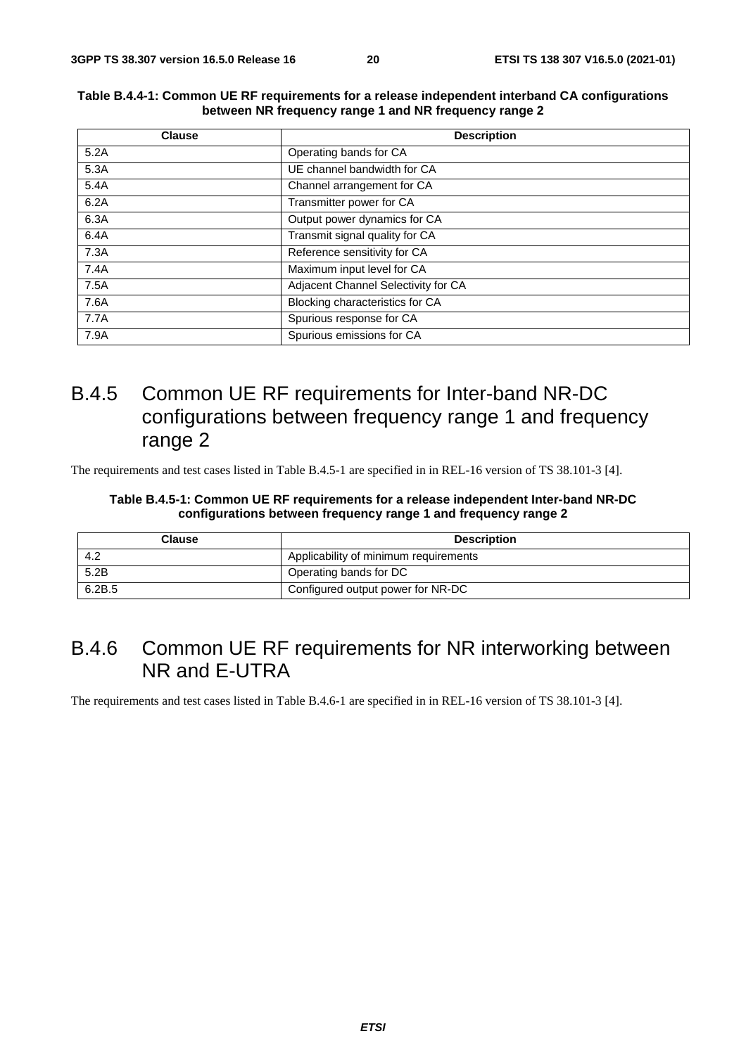**Table B.4.4-1: Common UE RF requirements for a release independent interband CA configurations between NR frequency range 1 and NR frequency range 2**

| Clause | Description |
| --- | --- |
| 5.2A | Operating bands for CA |
| 5.3A | UE channel bandwidth for CA |
| 5.4A | Channel arrangement for CA |
| 6.2A | Transmitter power for CA |
| 6.3A | Output power dynamics for CA |
| 6.4A | Transmit signal quality for CA |
| 7.3A | Reference sensitivity for CA |
| 7.4A | Maximum input level for CA |
| 7.5A | Adjacent Channel Selectivity for CA |
| 7.6A | Blocking characteristics for CA |
| 7.7A | Spurious response for CA |
| 7.9A | Spurious emissions for CA |

## B.4.5 Common UE RF requirements for Inter-band NR-DC configurations between frequency range 1 and frequency range 2

The requirements and test cases listed in Table B.4.5-1 are specified in in REL-16 version of TS 38.101-3 [4].

**Table B.4.5-1: Common UE RF requirements for a release independent Inter-band NR-DC configurations between frequency range 1 and frequency range 2**

| Clause | Description |
| --- | --- |
| 4.2 | Applicability of minimum requirements |
| 5.2B | Operating bands for DC |
| 6.2B.5 | Configured output power for NR-DC |

## B.4.6 Common UE RF requirements for NR interworking between NR and E-UTRA

The requirements and test cases listed in Table B.4.6-1 are specified in in REL-16 version of TS 38.101-3 [4].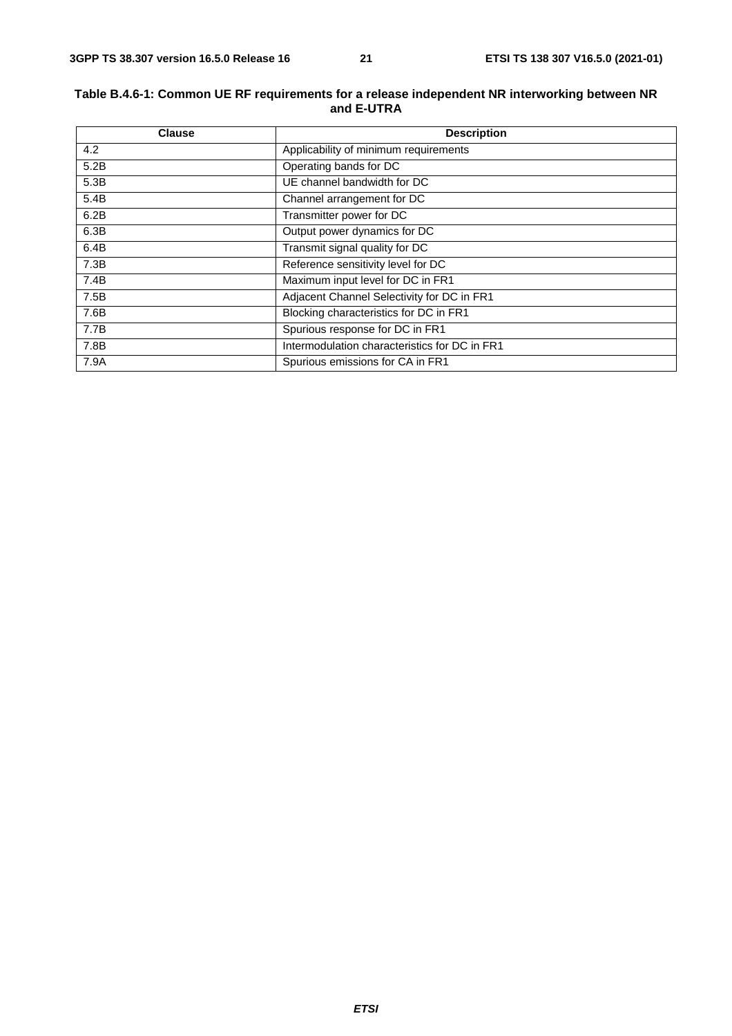**Table B.4.6-1: Common UE RF requirements for a release independent NR interworking between NR and E-UTRA**

| Clause | Description |
|---|---|
| 4.2 | Applicability of minimum requirements |
| 5.2B | Operating bands for DC |
| 5.3B | UE channel bandwidth for DC |
| 5.4B | Channel arrangement for DC |
| 6.2B | Transmitter power for DC |
| 6.3B | Output power dynamics for DC |
| 6.4B | Transmit signal quality for DC |
| 7.3B | Reference sensitivity level for DC |
| 7.4B | Maximum input level for DC in FR1 |
| 7.5B | Adjacent Channel Selectivity for DC in FR1 |
| 7.6B | Blocking characteristics for DC in FR1 |
| 7.7B | Spurious response for DC in FR1 |
| 7.8B | Intermodulation characteristics for DC in FR1 |
| 7.9A | Spurious emissions for CA in FR1 |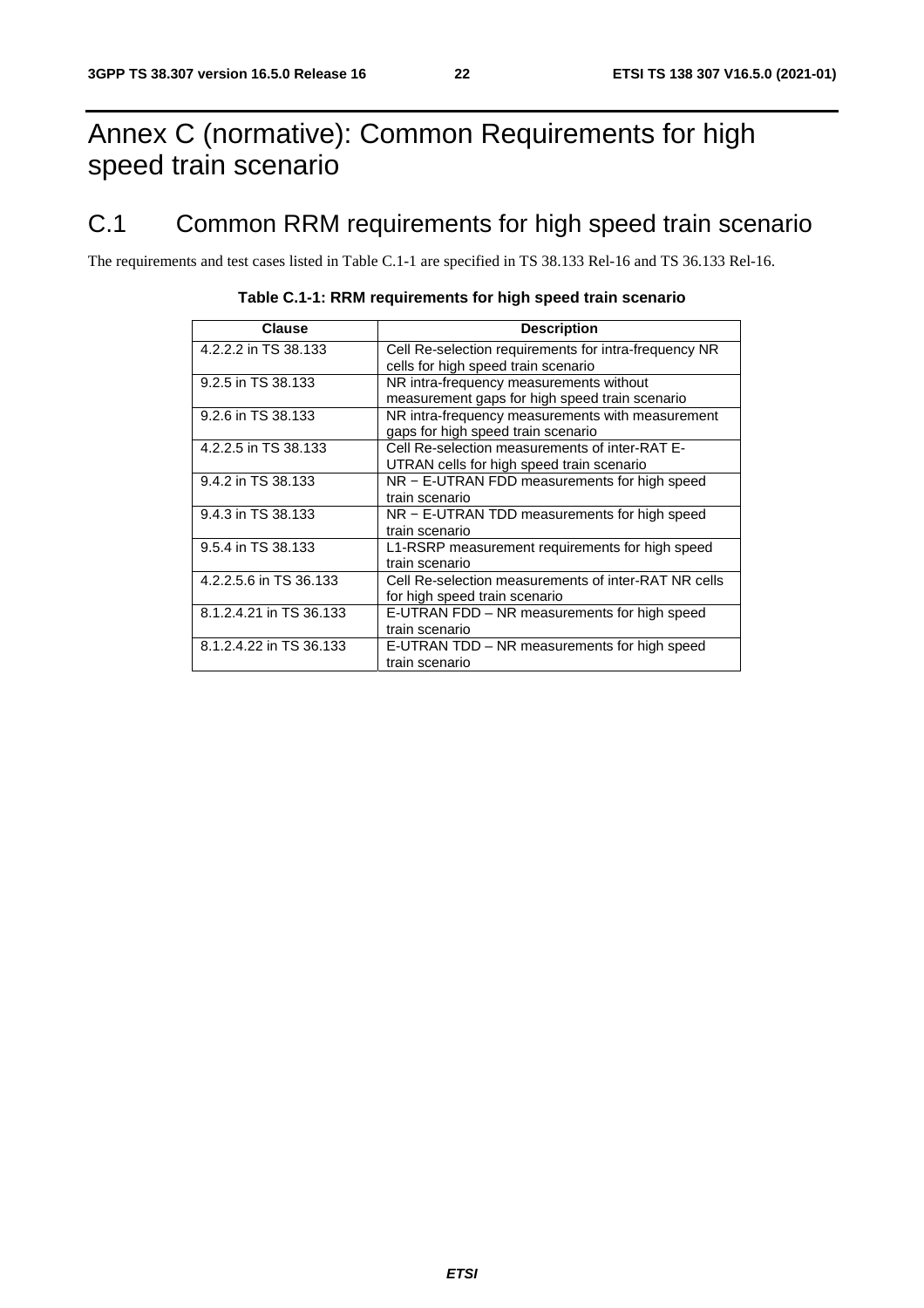# Annex C (normative): Common Requirements for high speed train scenario

## C.1 Common RRM requirements for high speed train scenario

The requirements and test cases listed in Table C.1-1 are specified in TS 38.133 Rel-16 and TS 36.133 Rel-16.

**Table C.1-1: RRM requirements for high speed train scenario**

| Clause | Description |
|---|---|
| 4.2.2.2 in TS 38.133 | Cell Re-selection requirements for intra-frequency NR cells for high speed train scenario |
| 9.2.5 in TS 38.133 | NR intra-frequency measurements without measurement gaps for high speed train scenario |
| 9.2.6 in TS 38.133 | NR intra-frequency measurements with measurement gaps for high speed train scenario |
| 4.2.2.5 in TS 38.133 | Cell Re-selection measurements of inter-RAT E-UTRAN cells for high speed train scenario |
| 9.4.2 in TS 38.133 | NR − E-UTRAN FDD measurements for high speed train scenario |
| 9.4.3 in TS 38.133 | NR − E-UTRAN TDD measurements for high speed train scenario |
| 9.5.4 in TS 38.133 | L1-RSRP measurement requirements for high speed train scenario |
| 4.2.2.5.6 in TS 36.133 | Cell Re-selection measurements of inter-RAT NR cells for high speed train scenario |
| 8.1.2.4.21 in TS 36.133 | E-UTRAN FDD – NR measurements for high speed train scenario |
| 8.1.2.4.22 in TS 36.133 | E-UTRAN TDD – NR measurements for high speed train scenario |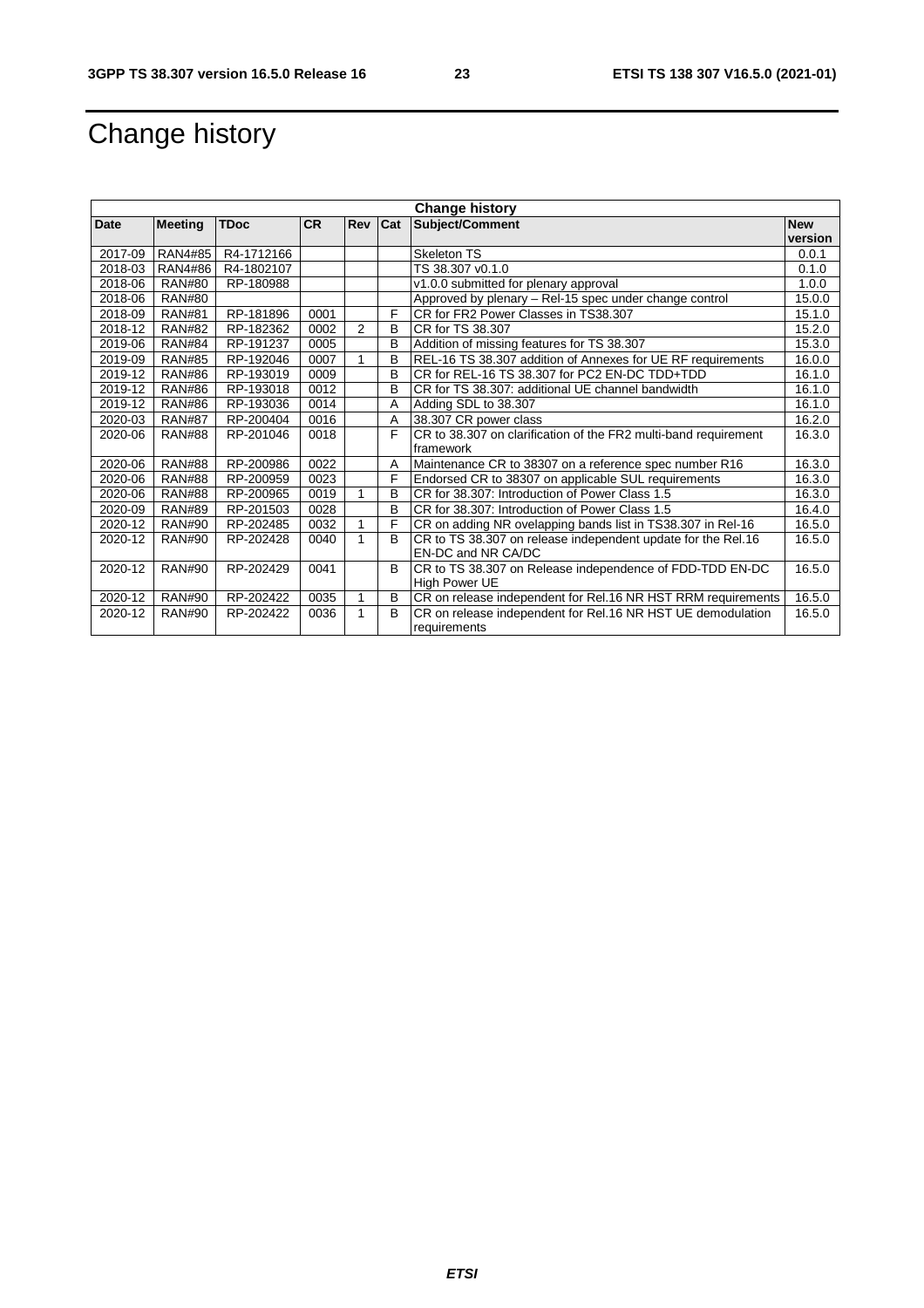# Change history

| Change history | | | | | | | |
|---|---|---|---|---|---|---|---|
| **Date** | **Meeting** | **TDoc** | **CR** | **Rev** | **Cat** | **Subject/Comment** | **New version** |
| 2017-09 | RAN4#85 | R4-1712166 | | | | Skeleton TS | 0.0.1 |
| 2018-03 | RAN4#86 | R4-1802107 | | | | TS 38.307 v0.1.0 | 0.1.0 |
| 2018-06 | RAN#80 | RP-180988 | | | | v1.0.0 submitted for plenary approval | 1.0.0 |
| 2018-06 | RAN#80 | | | | | Approved by plenary – Rel-15 spec under change control | 15.0.0 |
| 2018-09 | RAN#81 | RP-181896 | 0001 | | F | CR for FR2 Power Classes in TS38.307 | 15.1.0 |
| 2018-12 | RAN#82 | RP-182362 | 0002 | 2 | B | CR for TS 38.307 | 15.2.0 |
| 2019-06 | RAN#84 | RP-191237 | 0005 | | B | Addition of missing features for TS 38.307 | 15.3.0 |
| 2019-09 | RAN#85 | RP-192046 | 0007 | 1 | B | REL-16 TS 38.307 addition of Annexes for UE RF requirements | 16.0.0 |
| 2019-12 | RAN#86 | RP-193019 | 0009 | | B | CR for REL-16 TS 38.307 for PC2 EN-DC TDD+TDD | 16.1.0 |
| 2019-12 | RAN#86 | RP-193018 | 0012 | | B | CR for TS 38.307: additional UE channel bandwidth | 16.1.0 |
| 2019-12 | RAN#86 | RP-193036 | 0014 | | A | Adding SDL to 38.307 | 16.1.0 |
| 2020-03 | RAN#87 | RP-200404 | 0016 | | A | 38.307 CR power class | 16.2.0 |
| 2020-06 | RAN#88 | RP-201046 | 0018 | | F | CR to 38.307 on clarification of the FR2 multi-band requirement framework | 16.3.0 |
| 2020-06 | RAN#88 | RP-200986 | 0022 | | A | Maintenance CR to 38307 on a reference spec number R16 | 16.3.0 |
| 2020-06 | RAN#88 | RP-200959 | 0023 | | F | Endorsed CR to 38307 on applicable SUL requirements | 16.3.0 |
| 2020-06 | RAN#88 | RP-200965 | 0019 | 1 | B | CR for 38.307: Introduction of Power Class 1.5 | 16.3.0 |
| 2020-09 | RAN#89 | RP-201503 | 0028 | | B | CR for 38.307: Introduction of Power Class 1.5 | 16.4.0 |
| 2020-12 | RAN#90 | RP-202485 | 0032 | 1 | F | CR on adding NR ovelapping bands list in TS38.307 in Rel-16 | 16.5.0 |
| 2020-12 | RAN#90 | RP-202428 | 0040 | 1 | B | CR to TS 38.307 on release independent update for the Rel.16 EN-DC and NR CA/DC | 16.5.0 |
| 2020-12 | RAN#90 | RP-202429 | 0041 | | B | CR to TS 38.307 on Release independence of FDD-TDD EN-DC High Power UE | 16.5.0 |
| 2020-12 | RAN#90 | RP-202422 | 0035 | 1 | B | CR on release independent for Rel.16 NR HST RRM requirements | 16.5.0 |
| 2020-12 | RAN#90 | RP-202422 | 0036 | 1 | B | CR on release independent for Rel.16 NR HST UE demodulation requirements | 16.5.0 |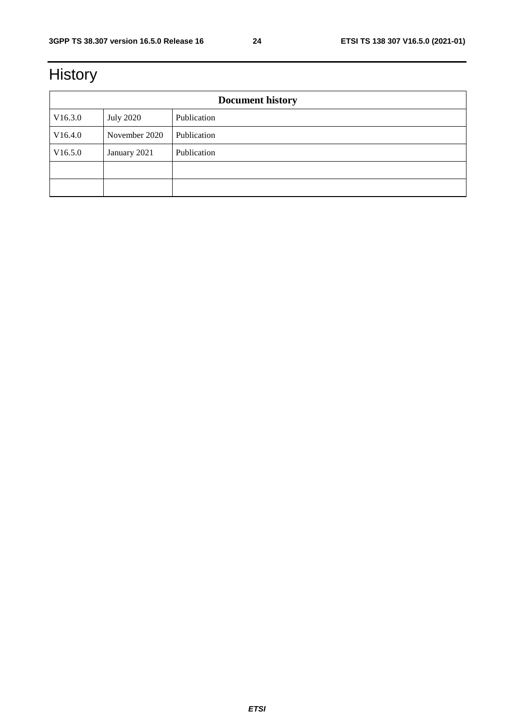# History

| Document history | | |
|---|---|---|
| V16.3.0 | July 2020 | Publication |
| V16.4.0 | November 2020 | Publication |
| V16.5.0 | January 2021 | Publication |
| | | |
| | | |